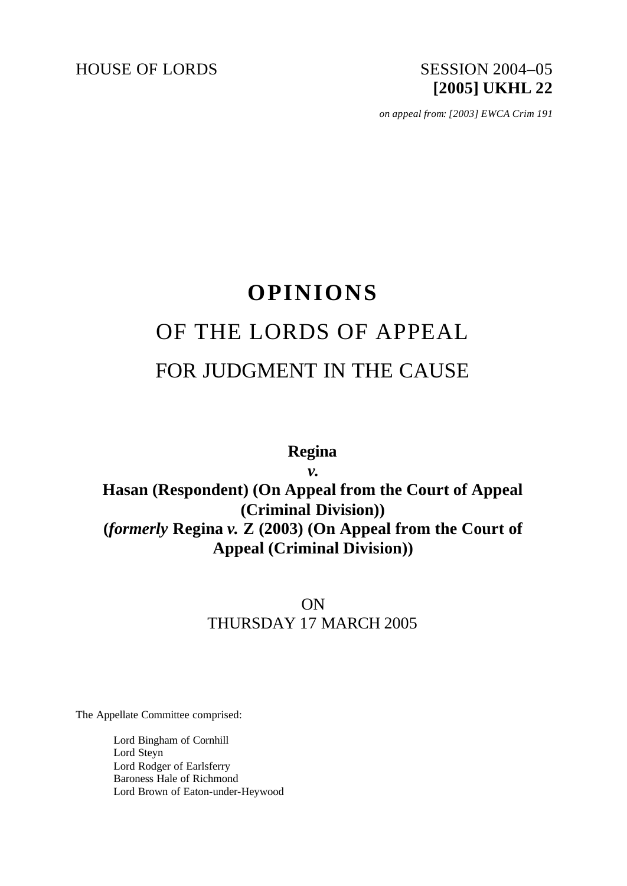HOUSE OF LORDS SESSION 2004–05

**[2005] UKHL 22**

*on appeal from: [2003] EWCA Crim 191*

# OPINIONS

## OF THE LORDS OF APPEAL

## FOR JUDGMENT IN THE CAUSE

**Regina**

***v.***

**Hasan (Respondent) (On Appeal from the Court of Appeal (Criminal Division))**

**(*formerly* Regina *v.* Z (2003) (On Appeal from the Court of Appeal (Criminal Division))**

ON

THURSDAY 17 MARCH 2005

The Appellate Committee comprised:

Lord Bingham of Cornhill
Lord Steyn
Lord Rodger of Earlsferry
Baroness Hale of Richmond
Lord Brown of Eaton-under-Heywood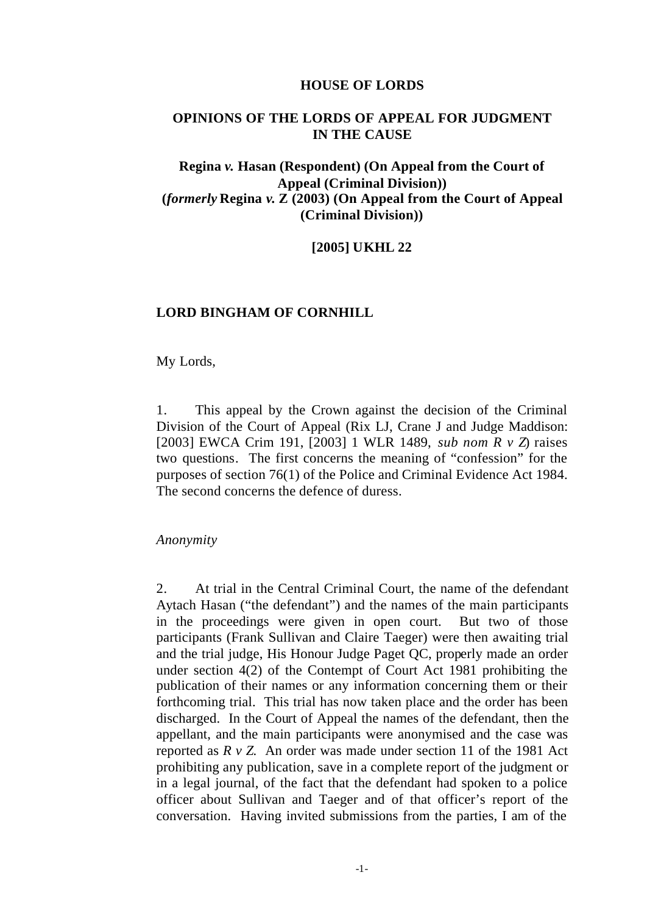**HOUSE OF LORDS**

**OPINIONS OF THE LORDS OF APPEAL FOR JUDGMENT IN THE CAUSE**

**Regina *v.* Hasan (Respondent) (On Appeal from the Court of Appeal (Criminal Division))**
**(*formerly* Regina *v.* Z (2003) (On Appeal from the Court of Appeal (Criminal Division))**

**[2005] UKHL 22**

**LORD BINGHAM OF CORNHILL**

My Lords,

1. This appeal by the Crown against the decision of the Criminal Division of the Court of Appeal (Rix LJ, Crane J and Judge Maddison: [2003] EWCA Crim 191, [2003] 1 WLR 1489, *sub nom R v Z*) raises two questions. The first concerns the meaning of "confession" for the purposes of section 76(1) of the Police and Criminal Evidence Act 1984. The second concerns the defence of duress.

*Anonymity*

2. At trial in the Central Criminal Court, the name of the defendant Aytach Hasan ("the defendant") and the names of the main participants in the proceedings were given in open court. But two of those participants (Frank Sullivan and Claire Taeger) were then awaiting trial and the trial judge, His Honour Judge Paget QC, properly made an order under section 4(2) of the Contempt of Court Act 1981 prohibiting the publication of their names or any information concerning them or their forthcoming trial. This trial has now taken place and the order has been discharged. In the Court of Appeal the names of the defendant, then the appellant, and the main participants were anonymised and the case was reported as *R v Z.* An order was made under section 11 of the 1981 Act prohibiting any publication, save in a complete report of the judgment or in a legal journal, of the fact that the defendant had spoken to a police officer about Sullivan and Taeger and of that officer's report of the conversation. Having invited submissions from the parties, I am of the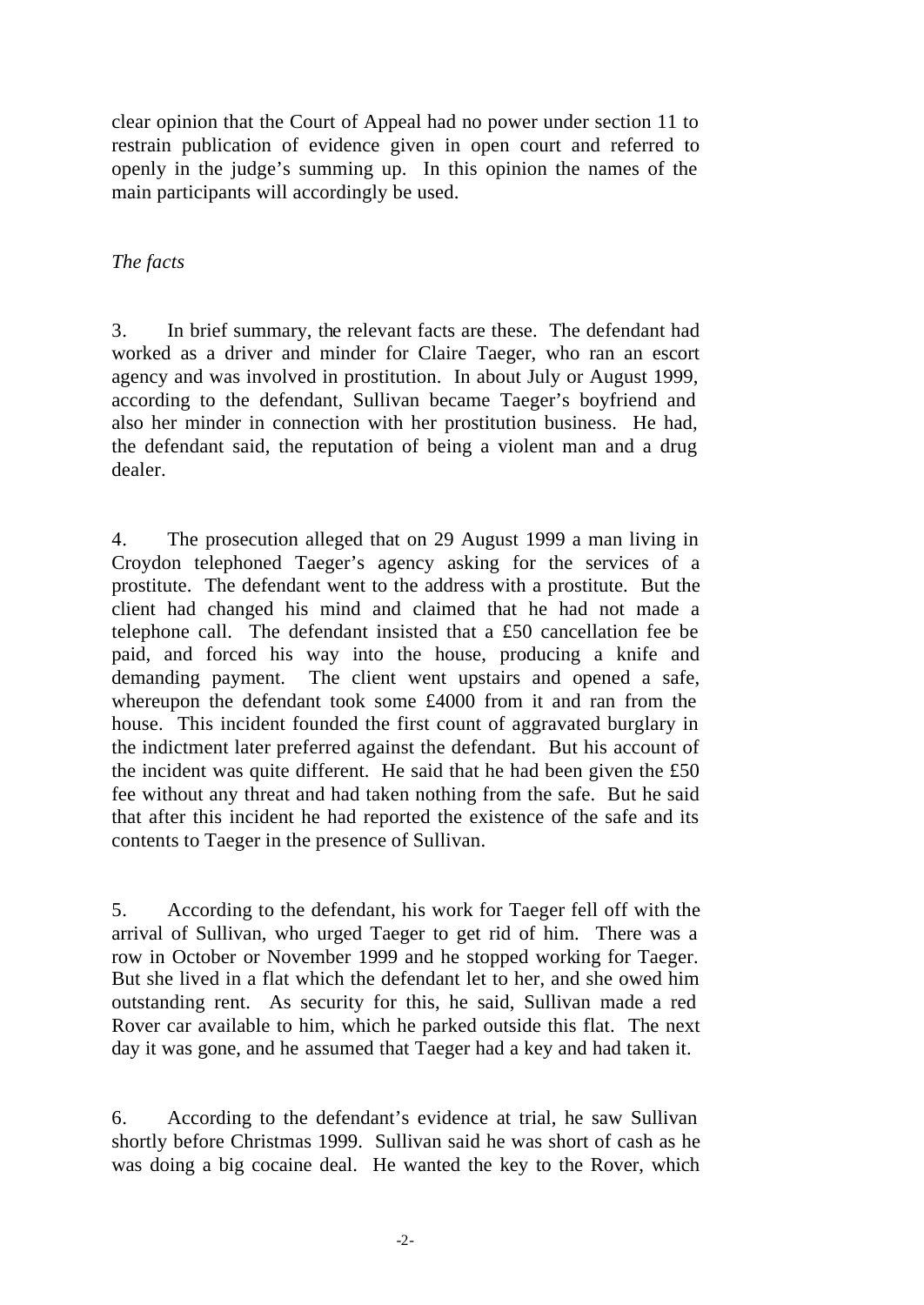clear opinion that the Court of Appeal had no power under section 11 to restrain publication of evidence given in open court and referred to openly in the judge's summing up. In this opinion the names of the main participants will accordingly be used.

*The facts*

3. In brief summary, the relevant facts are these. The defendant had worked as a driver and minder for Claire Taeger, who ran an escort agency and was involved in prostitution. In about July or August 1999, according to the defendant, Sullivan became Taeger's boyfriend and also her minder in connection with her prostitution business. He had, the defendant said, the reputation of being a violent man and a drug dealer.

4. The prosecution alleged that on 29 August 1999 a man living in Croydon telephoned Taeger's agency asking for the services of a prostitute. The defendant went to the address with a prostitute. But the client had changed his mind and claimed that he had not made a telephone call. The defendant insisted that a £50 cancellation fee be paid, and forced his way into the house, producing a knife and demanding payment. The client went upstairs and opened a safe, whereupon the defendant took some £4000 from it and ran from the house. This incident founded the first count of aggravated burglary in the indictment later preferred against the defendant. But his account of the incident was quite different. He said that he had been given the £50 fee without any threat and had taken nothing from the safe. But he said that after this incident he had reported the existence of the safe and its contents to Taeger in the presence of Sullivan.

5. According to the defendant, his work for Taeger fell off with the arrival of Sullivan, who urged Taeger to get rid of him. There was a row in October or November 1999 and he stopped working for Taeger. But she lived in a flat which the defendant let to her, and she owed him outstanding rent. As security for this, he said, Sullivan made a red Rover car available to him, which he parked outside this flat. The next day it was gone, and he assumed that Taeger had a key and had taken it.

6. According to the defendant's evidence at trial, he saw Sullivan shortly before Christmas 1999. Sullivan said he was short of cash as he was doing a big cocaine deal. He wanted the key to the Rover, which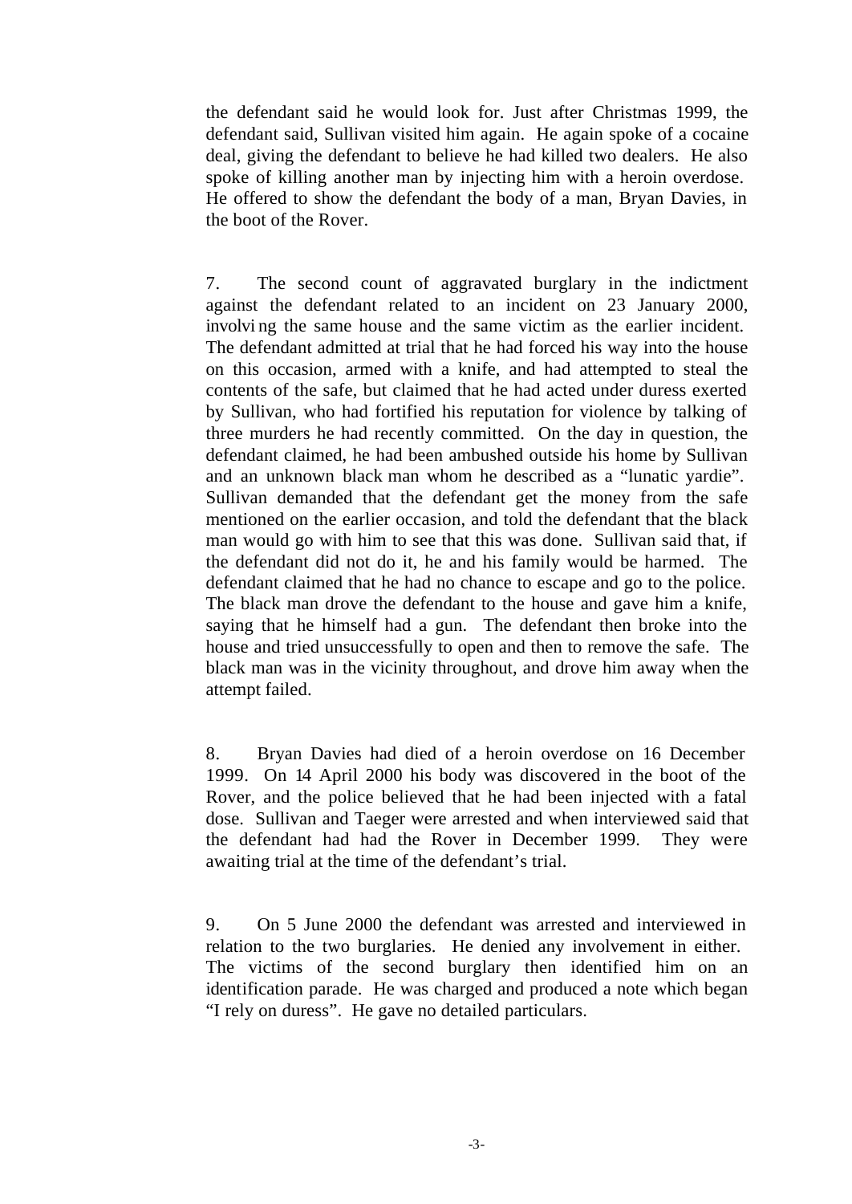the defendant said he would look for. Just after Christmas 1999, the defendant said, Sullivan visited him again. He again spoke of a cocaine deal, giving the defendant to believe he had killed two dealers. He also spoke of killing another man by injecting him with a heroin overdose. He offered to show the defendant the body of a man, Bryan Davies, in the boot of the Rover.

7. The second count of aggravated burglary in the indictment against the defendant related to an incident on 23 January 2000, involving the same house and the same victim as the earlier incident. The defendant admitted at trial that he had forced his way into the house on this occasion, armed with a knife, and had attempted to steal the contents of the safe, but claimed that he had acted under duress exerted by Sullivan, who had fortified his reputation for violence by talking of three murders he had recently committed. On the day in question, the defendant claimed, he had been ambushed outside his home by Sullivan and an unknown black man whom he described as a "lunatic yardie". Sullivan demanded that the defendant get the money from the safe mentioned on the earlier occasion, and told the defendant that the black man would go with him to see that this was done. Sullivan said that, if the defendant did not do it, he and his family would be harmed. The defendant claimed that he had no chance to escape and go to the police. The black man drove the defendant to the house and gave him a knife, saying that he himself had a gun. The defendant then broke into the house and tried unsuccessfully to open and then to remove the safe. The black man was in the vicinity throughout, and drove him away when the attempt failed.

8. Bryan Davies had died of a heroin overdose on 16 December 1999. On 14 April 2000 his body was discovered in the boot of the Rover, and the police believed that he had been injected with a fatal dose. Sullivan and Taeger were arrested and when interviewed said that the defendant had had the Rover in December 1999. They were awaiting trial at the time of the defendant's trial.

9. On 5 June 2000 the defendant was arrested and interviewed in relation to the two burglaries. He denied any involvement in either. The victims of the second burglary then identified him on an identification parade. He was charged and produced a note which began "I rely on duress". He gave no detailed particulars.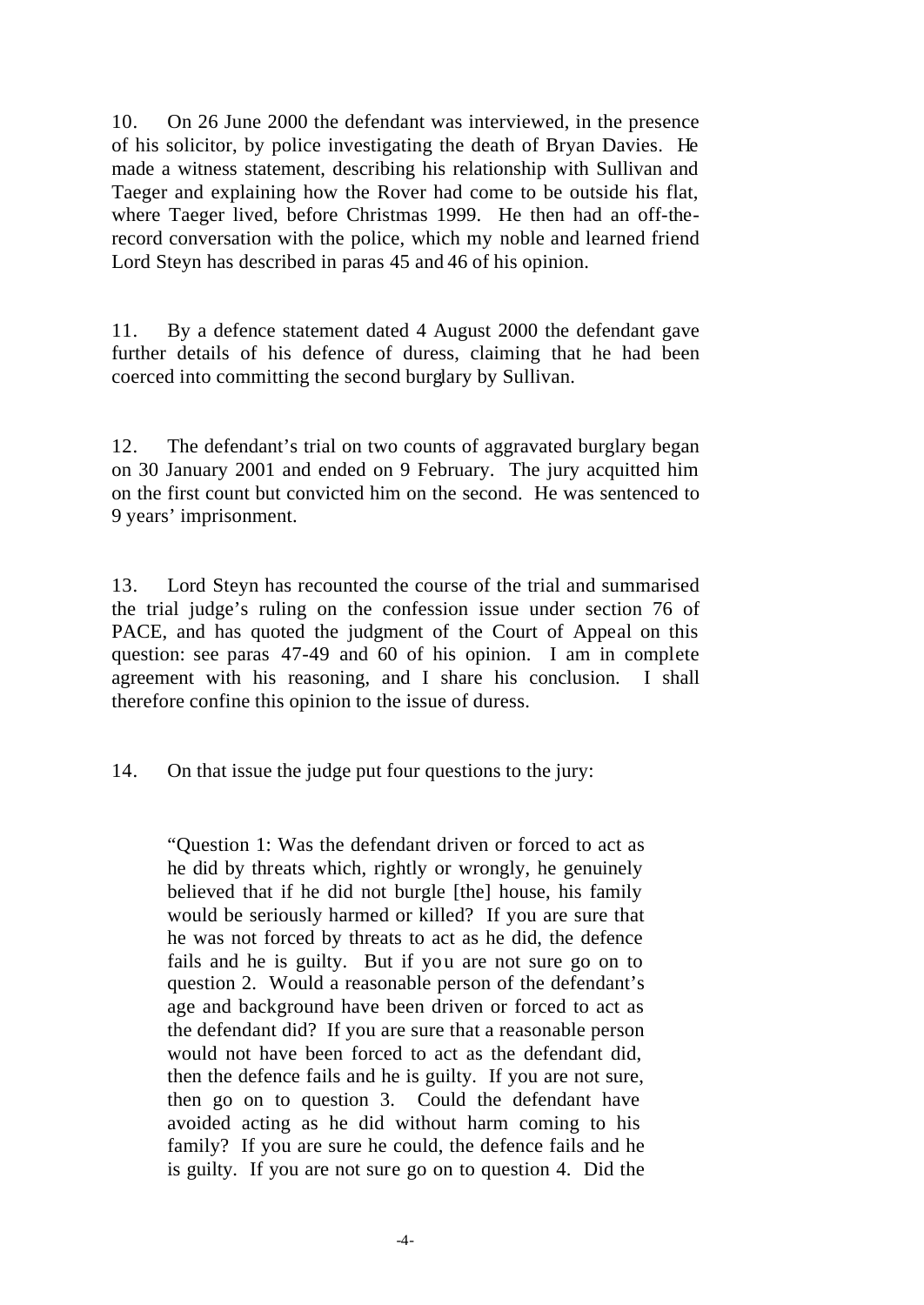10. On 26 June 2000 the defendant was interviewed, in the presence of his solicitor, by police investigating the death of Bryan Davies. He made a witness statement, describing his relationship with Sullivan and Taeger and explaining how the Rover had come to be outside his flat, where Taeger lived, before Christmas 1999. He then had an off-the-record conversation with the police, which my noble and learned friend Lord Steyn has described in paras 45 and 46 of his opinion.

11. By a defence statement dated 4 August 2000 the defendant gave further details of his defence of duress, claiming that he had been coerced into committing the second burglary by Sullivan.

12. The defendant's trial on two counts of aggravated burglary began on 30 January 2001 and ended on 9 February. The jury acquitted him on the first count but convicted him on the second. He was sentenced to 9 years' imprisonment.

13. Lord Steyn has recounted the course of the trial and summarised the trial judge's ruling on the confession issue under section 76 of PACE, and has quoted the judgment of the Court of Appeal on this question: see paras 47-49 and 60 of his opinion. I am in complete agreement with his reasoning, and I share his conclusion. I shall therefore confine this opinion to the issue of duress.

14. On that issue the judge put four questions to the jury:

> "Question 1: Was the defendant driven or forced to act as he did by threats which, rightly or wrongly, he genuinely believed that if he did not burgle [the] house, his family would be seriously harmed or killed? If you are sure that he was not forced by threats to act as he did, the defence fails and he is guilty. But if you are not sure go on to question 2. Would a reasonable person of the defendant's age and background have been driven or forced to act as the defendant did? If you are sure that a reasonable person would not have been forced to act as the defendant did, then the defence fails and he is guilty. If you are not sure, then go on to question 3. Could the defendant have avoided acting as he did without harm coming to his family? If you are sure he could, the defence fails and he is guilty. If you are not sure go on to question 4. Did the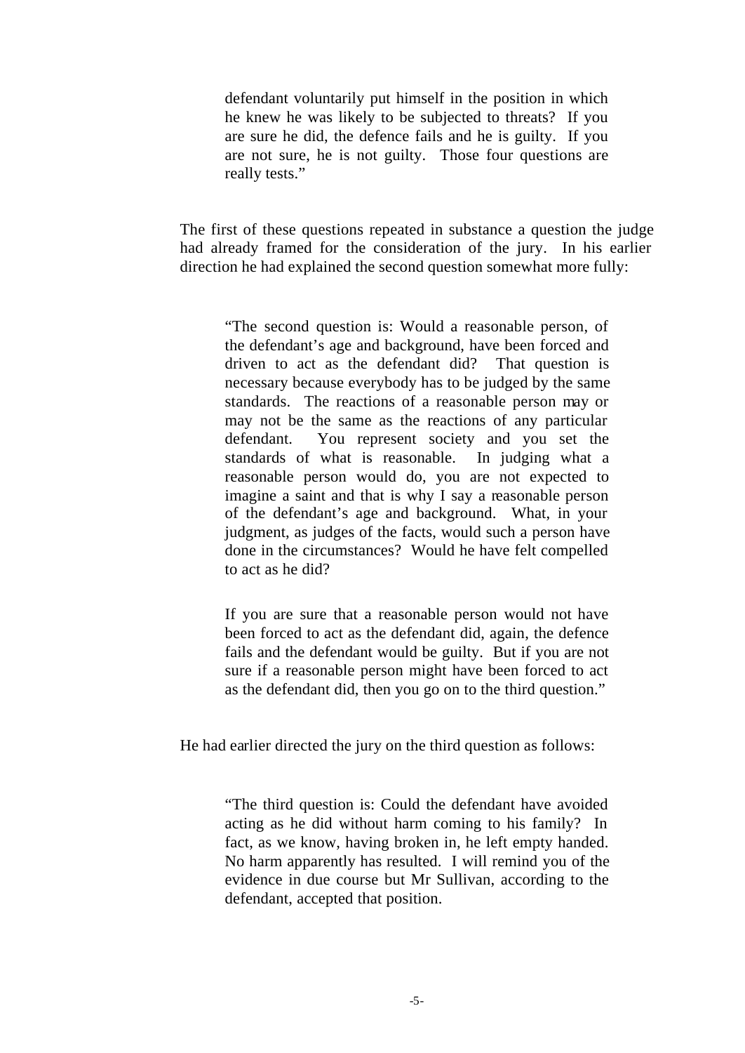> defendant voluntarily put himself in the position in which he knew he was likely to be subjected to threats? If you are sure he did, the defence fails and he is guilty. If you are not sure, he is not guilty. Those four questions are really tests."

The first of these questions repeated in substance a question the judge had already framed for the consideration of the jury. In his earlier direction he had explained the second question somewhat more fully:

> "The second question is: Would a reasonable person, of the defendant's age and background, have been forced and driven to act as the defendant did? That question is necessary because everybody has to be judged by the same standards. The reactions of a reasonable person may or may not be the same as the reactions of any particular defendant. You represent society and you set the standards of what is reasonable. In judging what a reasonable person would do, you are not expected to imagine a saint and that is why I say a reasonable person of the defendant's age and background. What, in your judgment, as judges of the facts, would such a person have done in the circumstances? Would he have felt compelled to act as he did?
>
> If you are sure that a reasonable person would not have been forced to act as the defendant did, again, the defence fails and the defendant would be guilty. But if you are not sure if a reasonable person might have been forced to act as the defendant did, then you go on to the third question."

He had earlier directed the jury on the third question as follows:

> "The third question is: Could the defendant have avoided acting as he did without harm coming to his family? In fact, as we know, having broken in, he left empty handed. No harm apparently has resulted. I will remind you of the evidence in due course but Mr Sullivan, according to the defendant, accepted that position.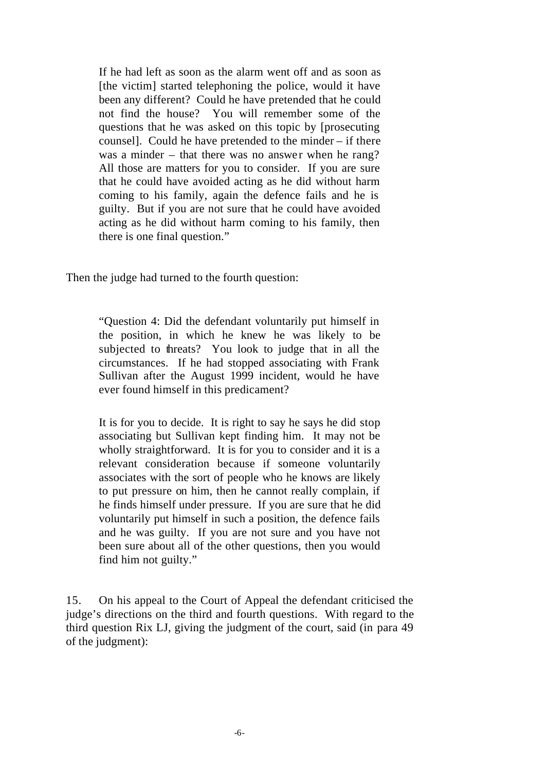> If he had left as soon as the alarm went off and as soon as [the victim] started telephoning the police, would it have been any different? Could he have pretended that he could not find the house? You will remember some of the questions that he was asked on this topic by [prosecuting counsel]. Could he have pretended to the minder – if there was a minder – that there was no answer when he rang? All those are matters for you to consider. If you are sure that he could have avoided acting as he did without harm coming to his family, again the defence fails and he is guilty. But if you are not sure that he could have avoided acting as he did without harm coming to his family, then there is one final question."

Then the judge had turned to the fourth question:

> "Question 4: Did the defendant voluntarily put himself in the position, in which he knew he was likely to be subjected to threats? You look to judge that in all the circumstances. If he had stopped associating with Frank Sullivan after the August 1999 incident, would he have ever found himself in this predicament?
>
> It is for you to decide. It is right to say he says he did stop associating but Sullivan kept finding him. It may not be wholly straightforward. It is for you to consider and it is a relevant consideration because if someone voluntarily associates with the sort of people who he knows are likely to put pressure on him, then he cannot really complain, if he finds himself under pressure. If you are sure that he did voluntarily put himself in such a position, the defence fails and he was guilty. If you are not sure and you have not been sure about all of the other questions, then you would find him not guilty."

15. On his appeal to the Court of Appeal the defendant criticised the judge's directions on the third and fourth questions. With regard to the third question Rix LJ, giving the judgment of the court, said (in para 49 of the judgment):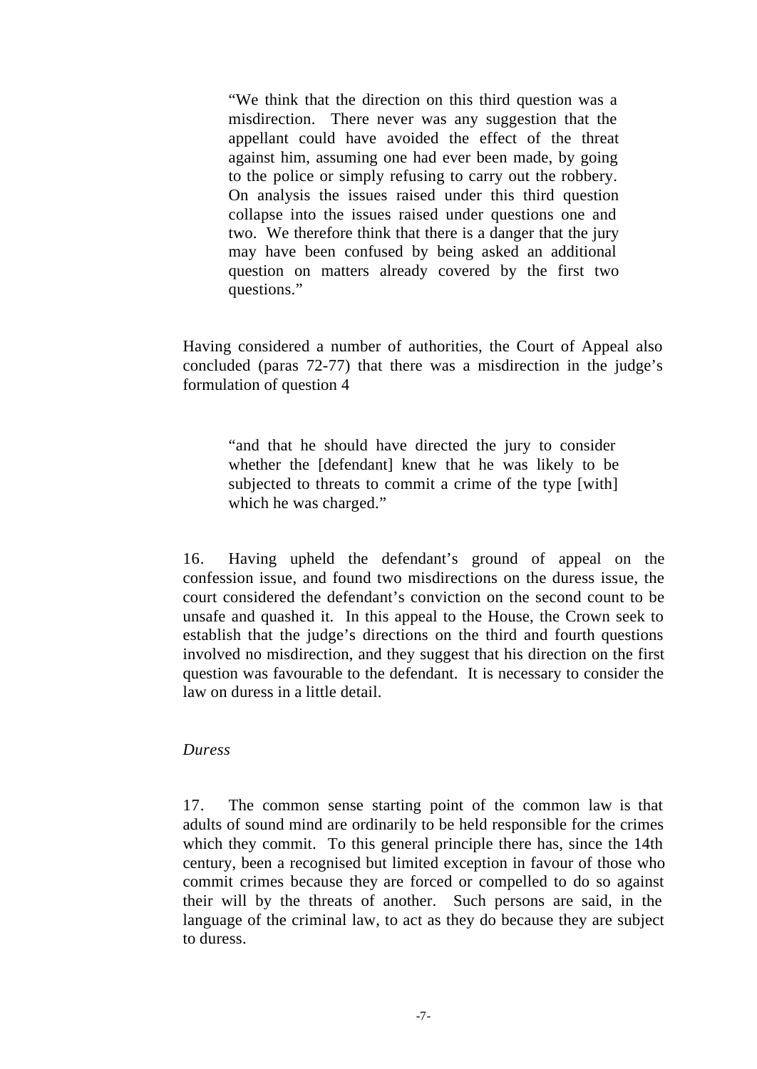> "We think that the direction on this third question was a misdirection. There never was any suggestion that the appellant could have avoided the effect of the threat against him, assuming one had ever been made, by going to the police or simply refusing to carry out the robbery. On analysis the issues raised under this third question collapse into the issues raised under questions one and two. We therefore think that there is a danger that the jury may have been confused by being asked an additional question on matters already covered by the first two questions."

Having considered a number of authorities, the Court of Appeal also concluded (paras 72-77) that there was a misdirection in the judge's formulation of question 4

> "and that he should have directed the jury to consider whether the [defendant] knew that he was likely to be subjected to threats to commit a crime of the type [with] which he was charged."

16. Having upheld the defendant's ground of appeal on the confession issue, and found two misdirections on the duress issue, the court considered the defendant's conviction on the second count to be unsafe and quashed it. In this appeal to the House, the Crown seek to establish that the judge's directions on the third and fourth questions involved no misdirection, and they suggest that his direction on the first question was favourable to the defendant. It is necessary to consider the law on duress in a little detail.

*Duress*

17. The common sense starting point of the common law is that adults of sound mind are ordinarily to be held responsible for the crimes which they commit. To this general principle there has, since the 14th century, been a recognised but limited exception in favour of those who commit crimes because they are forced or compelled to do so against their will by the threats of another. Such persons are said, in the language of the criminal law, to act as they do because they are subject to duress.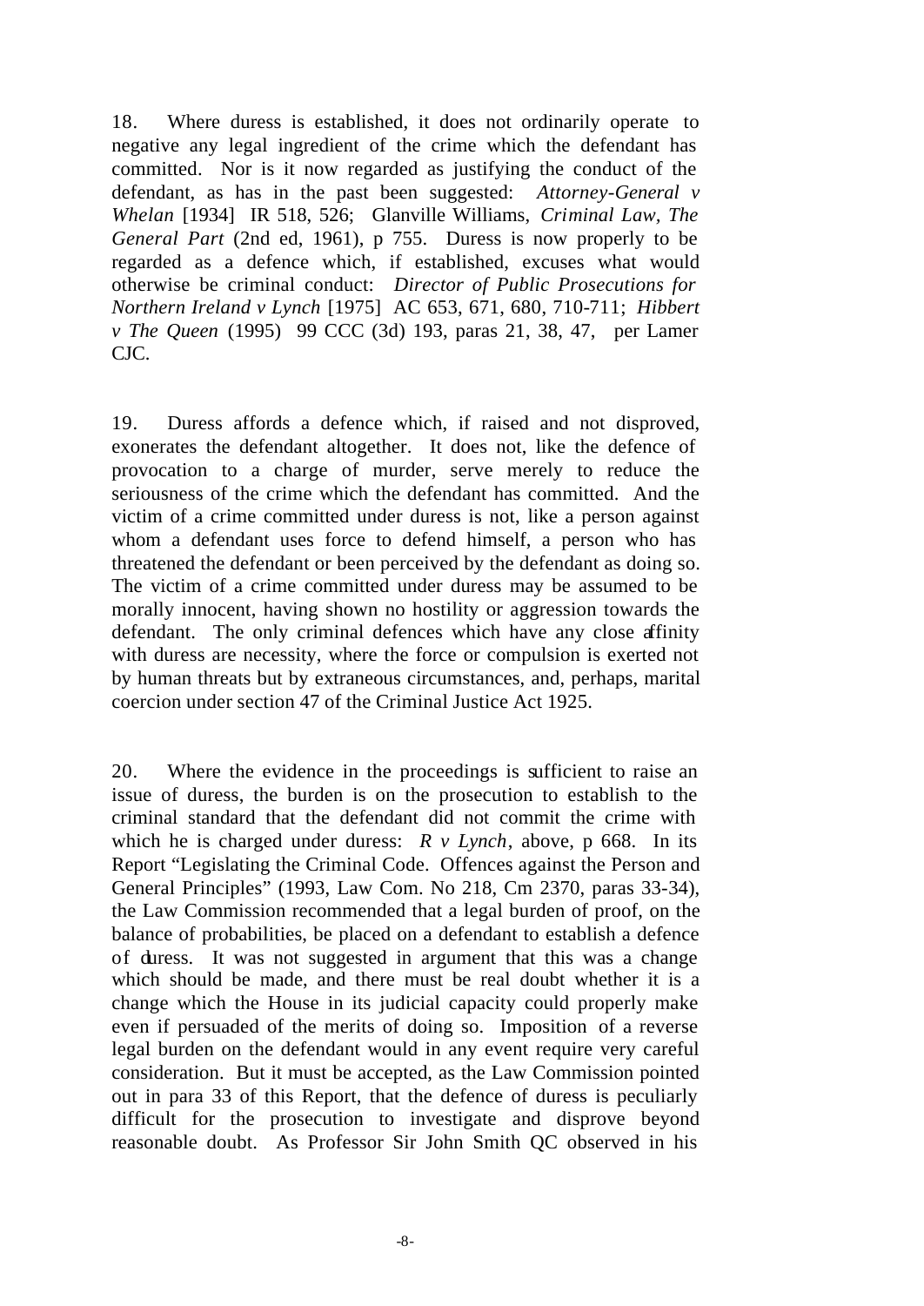18. Where duress is established, it does not ordinarily operate to negative any legal ingredient of the crime which the defendant has committed. Nor is it now regarded as justifying the conduct of the defendant, as has in the past been suggested: *Attorney-General v Whelan* [1934] IR 518, 526; Glanville Williams, *Criminal Law, The General Part* (2nd ed, 1961), p 755. Duress is now properly to be regarded as a defence which, if established, excuses what would otherwise be criminal conduct: *Director of Public Prosecutions for Northern Ireland v Lynch* [1975] AC 653, 671, 680, 710-711; *Hibbert v The Queen* (1995) 99 CCC (3d) 193, paras 21, 38, 47, per Lamer CJC.

19. Duress affords a defence which, if raised and not disproved, exonerates the defendant altogether. It does not, like the defence of provocation to a charge of murder, serve merely to reduce the seriousness of the crime which the defendant has committed. And the victim of a crime committed under duress is not, like a person against whom a defendant uses force to defend himself, a person who has threatened the defendant or been perceived by the defendant as doing so. The victim of a crime committed under duress may be assumed to be morally innocent, having shown no hostility or aggression towards the defendant. The only criminal defences which have any close affinity with duress are necessity, where the force or compulsion is exerted not by human threats but by extraneous circumstances, and, perhaps, marital coercion under section 47 of the Criminal Justice Act 1925.

20. Where the evidence in the proceedings is sufficient to raise an issue of duress, the burden is on the prosecution to establish to the criminal standard that the defendant did not commit the crime with which he is charged under duress: *R v Lynch*, above, p 668. In its Report "Legislating the Criminal Code. Offences against the Person and General Principles" (1993, Law Com. No 218, Cm 2370, paras 33-34), the Law Commission recommended that a legal burden of proof, on the balance of probabilities, be placed on a defendant to establish a defence of duress. It was not suggested in argument that this was a change which should be made, and there must be real doubt whether it is a change which the House in its judicial capacity could properly make even if persuaded of the merits of doing so. Imposition of a reverse legal burden on the defendant would in any event require very careful consideration. But it must be accepted, as the Law Commission pointed out in para 33 of this Report, that the defence of duress is peculiarly difficult for the prosecution to investigate and disprove beyond reasonable doubt. As Professor Sir John Smith QC observed in his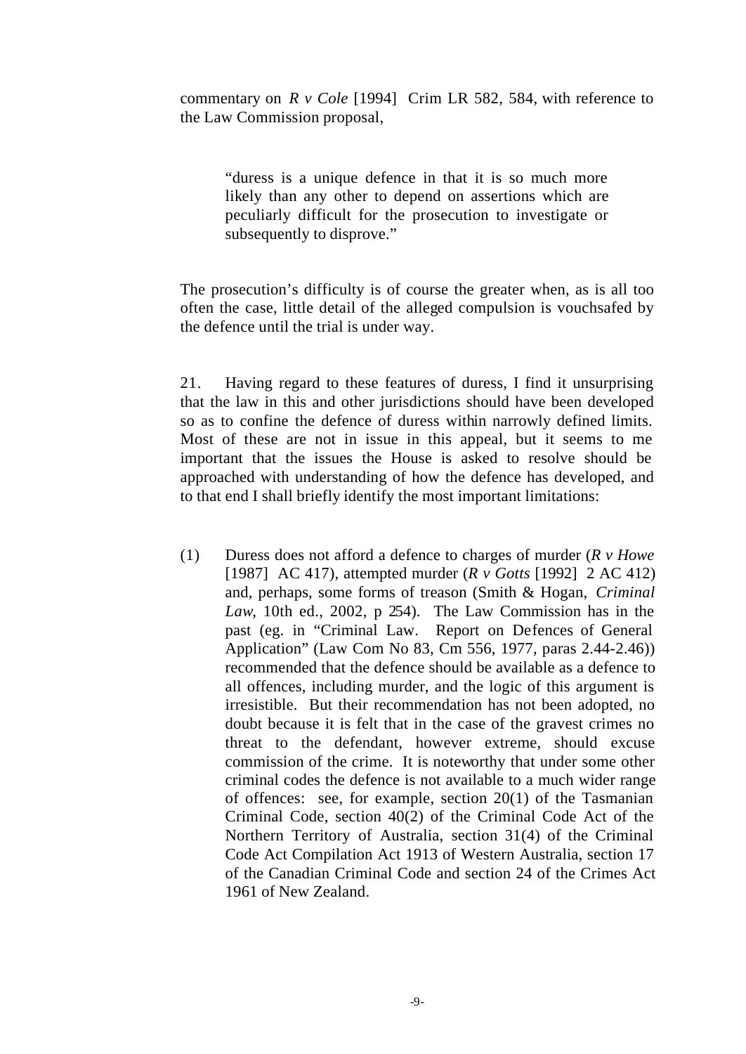commentary on *R v Cole* [1994] Crim LR 582, 584, with reference to the Law Commission proposal,

> "duress is a unique defence in that it is so much more likely than any other to depend on assertions which are peculiarly difficult for the prosecution to investigate or subsequently to disprove."

The prosecution's difficulty is of course the greater when, as is all too often the case, little detail of the alleged compulsion is vouchsafed by the defence until the trial is under way.

21. Having regard to these features of duress, I find it unsurprising that the law in this and other jurisdictions should have been developed so as to confine the defence of duress within narrowly defined limits. Most of these are not in issue in this appeal, but it seems to me important that the issues the House is asked to resolve should be approached with understanding of how the defence has developed, and to that end I shall briefly identify the most important limitations:

(1) Duress does not afford a defence to charges of murder (*R v Howe* [1987] AC 417), attempted murder (*R v Gotts* [1992] 2 AC 412) and, perhaps, some forms of treason (Smith & Hogan, *Criminal Law*, 10th ed., 2002, p 254). The Law Commission has in the past (eg. in "Criminal Law. Report on Defences of General Application" (Law Com No 83, Cm 556, 1977, paras 2.44-2.46)) recommended that the defence should be available as a defence to all offences, including murder, and the logic of this argument is irresistible. But their recommendation has not been adopted, no doubt because it is felt that in the case of the gravest crimes no threat to the defendant, however extreme, should excuse commission of the crime. It is noteworthy that under some other criminal codes the defence is not available to a much wider range of offences: see, for example, section 20(1) of the Tasmanian Criminal Code, section 40(2) of the Criminal Code Act of the Northern Territory of Australia, section 31(4) of the Criminal Code Act Compilation Act 1913 of Western Australia, section 17 of the Canadian Criminal Code and section 24 of the Crimes Act 1961 of New Zealand.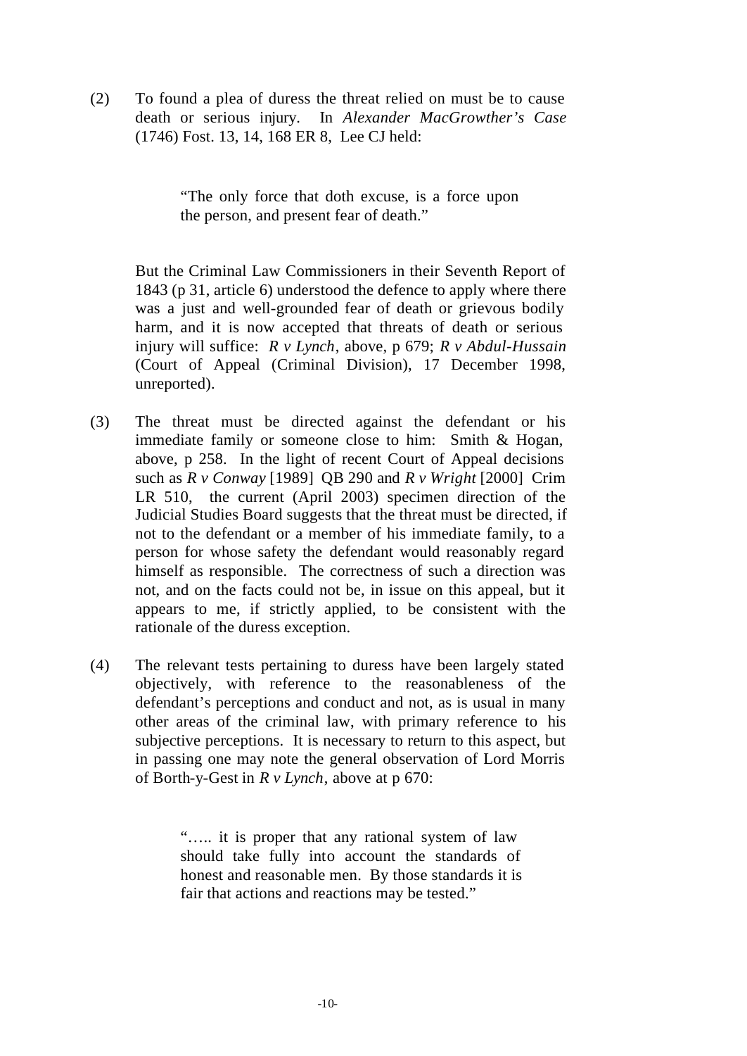(2) To found a plea of duress the threat relied on must be to cause death or serious injury. In *Alexander MacGrowther's Case* (1746) Fost. 13, 14, 168 ER 8, Lee CJ held:

> "The only force that doth excuse, is a force upon the person, and present fear of death."

But the Criminal Law Commissioners in their Seventh Report of 1843 (p 31, article 6) understood the defence to apply where there was a just and well-grounded fear of death or grievous bodily harm, and it is now accepted that threats of death or serious injury will suffice: *R v Lynch*, above, p 679; *R v Abdul-Hussain* (Court of Appeal (Criminal Division), 17 December 1998, unreported).

(3) The threat must be directed against the defendant or his immediate family or someone close to him: Smith & Hogan, above, p 258. In the light of recent Court of Appeal decisions such as *R v Conway* [1989] QB 290 and *R v Wright* [2000] Crim LR 510, the current (April 2003) specimen direction of the Judicial Studies Board suggests that the threat must be directed, if not to the defendant or a member of his immediate family, to a person for whose safety the defendant would reasonably regard himself as responsible. The correctness of such a direction was not, and on the facts could not be, in issue on this appeal, but it appears to me, if strictly applied, to be consistent with the rationale of the duress exception.

(4) The relevant tests pertaining to duress have been largely stated objectively, with reference to the reasonableness of the defendant's perceptions and conduct and not, as is usual in many other areas of the criminal law, with primary reference to his subjective perceptions. It is necessary to return to this aspect, but in passing one may note the general observation of Lord Morris of Borth-y-Gest in *R v Lynch*, above at p 670:

> "….. it is proper that any rational system of law should take fully into account the standards of honest and reasonable men. By those standards it is fair that actions and reactions may be tested."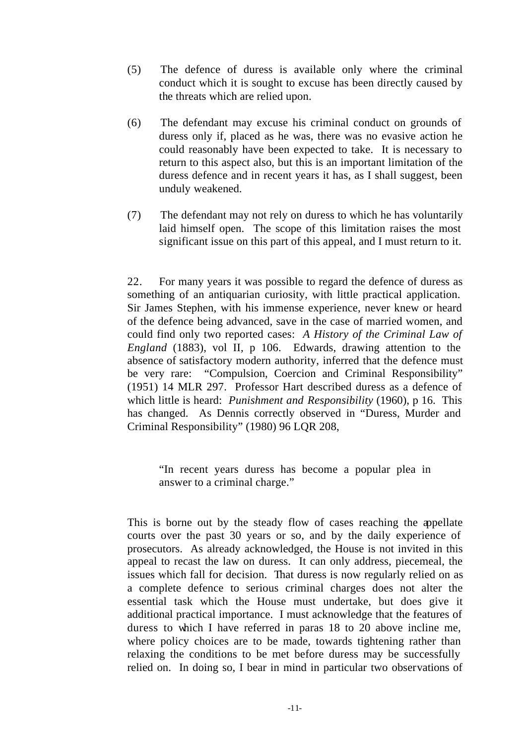(5) The defence of duress is available only where the criminal conduct which it is sought to excuse has been directly caused by the threats which are relied upon.

(6) The defendant may excuse his criminal conduct on grounds of duress only if, placed as he was, there was no evasive action he could reasonably have been expected to take. It is necessary to return to this aspect also, but this is an important limitation of the duress defence and in recent years it has, as I shall suggest, been unduly weakened.

(7) The defendant may not rely on duress to which he has voluntarily laid himself open. The scope of this limitation raises the most significant issue on this part of this appeal, and I must return to it.

22. For many years it was possible to regard the defence of duress as something of an antiquarian curiosity, with little practical application. Sir James Stephen, with his immense experience, never knew or heard of the defence being advanced, save in the case of married women, and could find only two reported cases: *A History of the Criminal Law of England* (1883), vol II, p 106. Edwards, drawing attention to the absence of satisfactory modern authority, inferred that the defence must be very rare: "Compulsion, Coercion and Criminal Responsibility" (1951) 14 MLR 297. Professor Hart described duress as a defence of which little is heard: *Punishment and Responsibility* (1960), p 16. This has changed. As Dennis correctly observed in "Duress, Murder and Criminal Responsibility" (1980) 96 LQR 208,

> "In recent years duress has become a popular plea in answer to a criminal charge."

This is borne out by the steady flow of cases reaching the appellate courts over the past 30 years or so, and by the daily experience of prosecutors. As already acknowledged, the House is not invited in this appeal to recast the law on duress. It can only address, piecemeal, the issues which fall for decision. That duress is now regularly relied on as a complete defence to serious criminal charges does not alter the essential task which the House must undertake, but does give it additional practical importance. I must acknowledge that the features of duress to which I have referred in paras 18 to 20 above incline me, where policy choices are to be made, towards tightening rather than relaxing the conditions to be met before duress may be successfully relied on. In doing so, I bear in mind in particular two observations of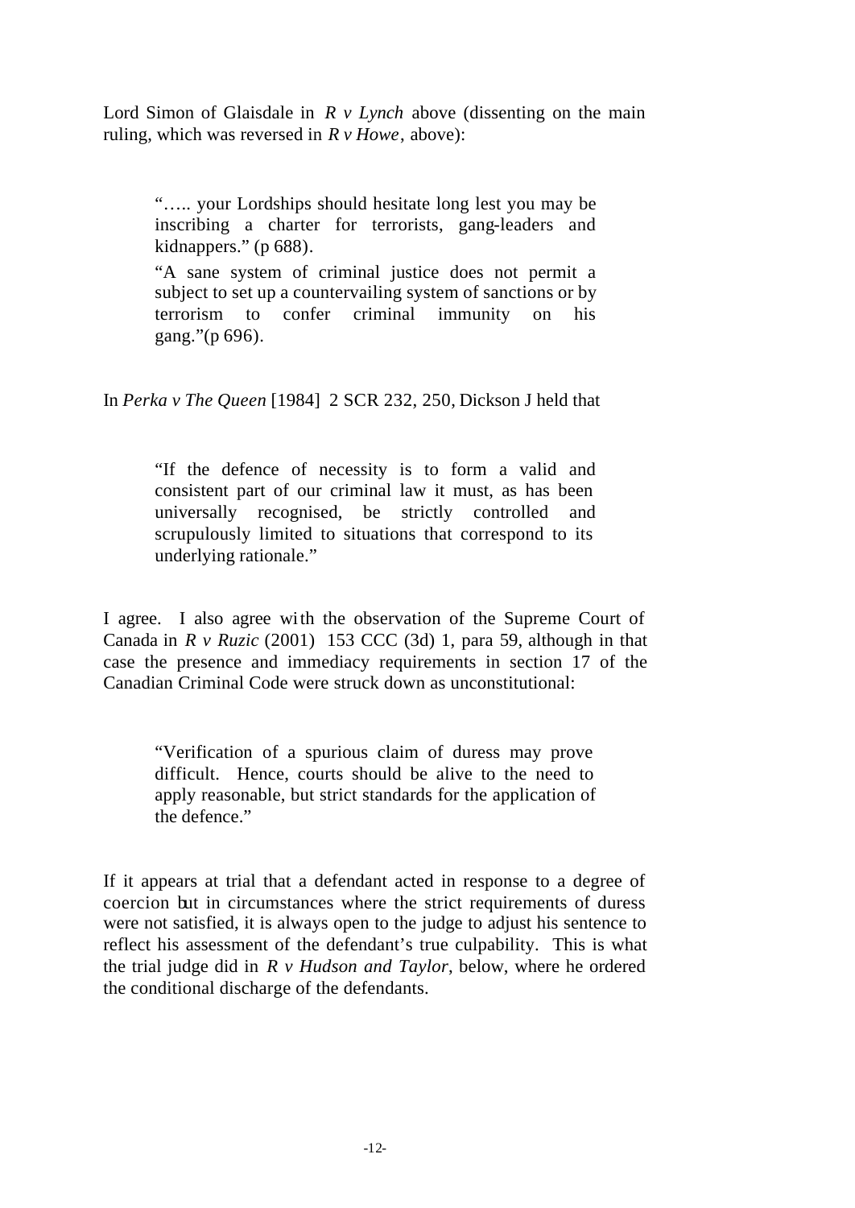Lord Simon of Glaisdale in *R v Lynch* above (dissenting on the main ruling, which was reversed in *R v Howe*, above):

> "….. your Lordships should hesitate long lest you may be inscribing a charter for terrorists, gang-leaders and kidnappers." (p 688).
>
> "A sane system of criminal justice does not permit a subject to set up a countervailing system of sanctions or by terrorism to confer criminal immunity on his gang."(p 696).

In *Perka v The Queen* [1984] 2 SCR 232, 250, Dickson J held that

> "If the defence of necessity is to form a valid and consistent part of our criminal law it must, as has been universally recognised, be strictly controlled and scrupulously limited to situations that correspond to its underlying rationale."

I agree. I also agree with the observation of the Supreme Court of Canada in *R v Ruzic* (2001) 153 CCC (3d) 1, para 59, although in that case the presence and immediacy requirements in section 17 of the Canadian Criminal Code were struck down as unconstitutional:

> "Verification of a spurious claim of duress may prove difficult. Hence, courts should be alive to the need to apply reasonable, but strict standards for the application of the defence."

If it appears at trial that a defendant acted in response to a degree of coercion but in circumstances where the strict requirements of duress were not satisfied, it is always open to the judge to adjust his sentence to reflect his assessment of the defendant's true culpability. This is what the trial judge did in *R v Hudson and Taylor*, below, where he ordered the conditional discharge of the defendants.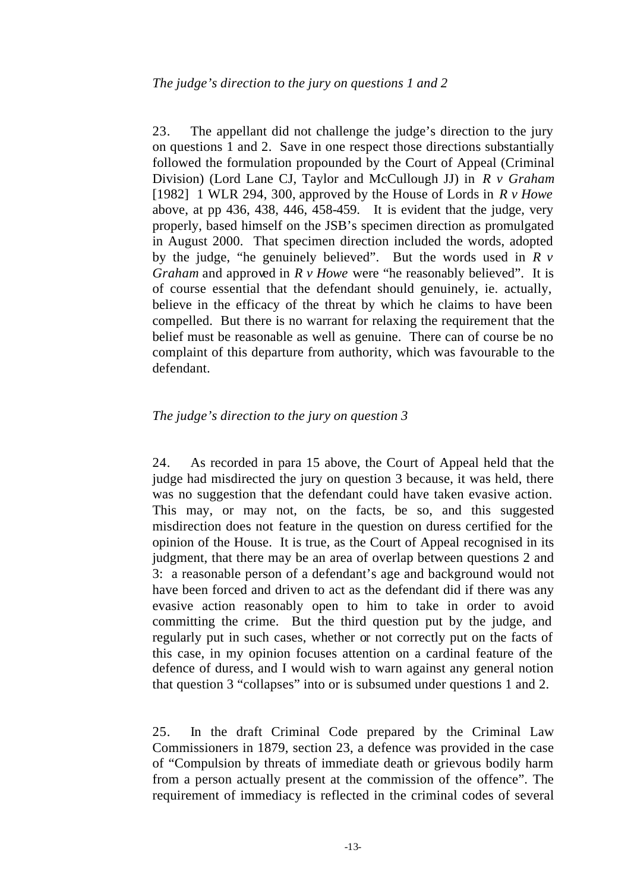*The judge's direction to the jury on questions 1 and 2*

23. The appellant did not challenge the judge's direction to the jury on questions 1 and 2. Save in one respect those directions substantially followed the formulation propounded by the Court of Appeal (Criminal Division) (Lord Lane CJ, Taylor and McCullough JJ) in *R v Graham* [1982] 1 WLR 294, 300, approved by the House of Lords in *R v Howe* above, at pp 436, 438, 446, 458-459. It is evident that the judge, very properly, based himself on the JSB's specimen direction as promulgated in August 2000. That specimen direction included the words, adopted by the judge, "he genuinely believed". But the words used in *R v Graham* and approved in *R v Howe* were "he reasonably believed". It is of course essential that the defendant should genuinely, ie. actually, believe in the efficacy of the threat by which he claims to have been compelled. But there is no warrant for relaxing the requirement that the belief must be reasonable as well as genuine. There can of course be no complaint of this departure from authority, which was favourable to the defendant.

*The judge's direction to the jury on question 3*

24. As recorded in para 15 above, the Court of Appeal held that the judge had misdirected the jury on question 3 because, it was held, there was no suggestion that the defendant could have taken evasive action. This may, or may not, on the facts, be so, and this suggested misdirection does not feature in the question on duress certified for the opinion of the House. It is true, as the Court of Appeal recognised in its judgment, that there may be an area of overlap between questions 2 and 3: a reasonable person of a defendant's age and background would not have been forced and driven to act as the defendant did if there was any evasive action reasonably open to him to take in order to avoid committing the crime. But the third question put by the judge, and regularly put in such cases, whether or not correctly put on the facts of this case, in my opinion focuses attention on a cardinal feature of the defence of duress, and I would wish to warn against any general notion that question 3 "collapses" into or is subsumed under questions 1 and 2.

25. In the draft Criminal Code prepared by the Criminal Law Commissioners in 1879, section 23, a defence was provided in the case of "Compulsion by threats of immediate death or grievous bodily harm from a person actually present at the commission of the offence". The requirement of immediacy is reflected in the criminal codes of several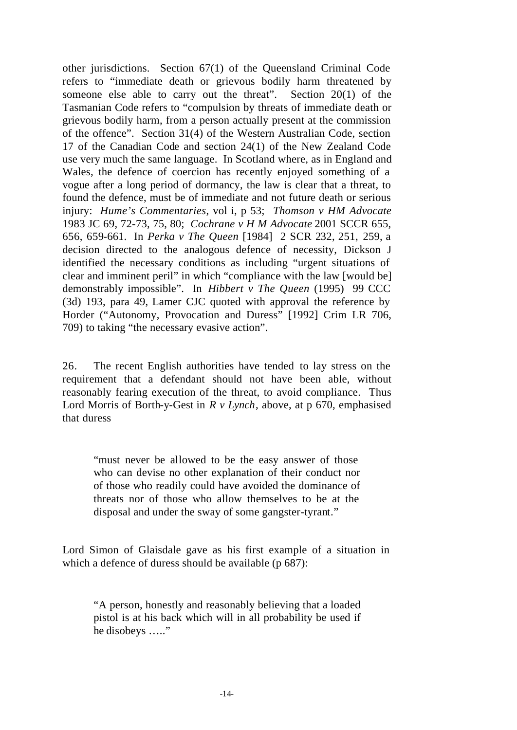other jurisdictions. Section 67(1) of the Queensland Criminal Code refers to "immediate death or grievous bodily harm threatened by someone else able to carry out the threat". Section 20(1) of the Tasmanian Code refers to "compulsion by threats of immediate death or grievous bodily harm, from a person actually present at the commission of the offence". Section 31(4) of the Western Australian Code, section 17 of the Canadian Code and section 24(1) of the New Zealand Code use very much the same language. In Scotland where, as in England and Wales, the defence of coercion has recently enjoyed something of a vogue after a long period of dormancy, the law is clear that a threat, to found the defence, must be of immediate and not future death or serious injury: *Hume's Commentaries*, vol i, p 53; *Thomson v HM Advocate* 1983 JC 69, 72-73, 75, 80; *Cochrane v H M Advocate* 2001 SCCR 655, 656, 659-661. In *Perka v The Queen* [1984] 2 SCR 232, 251, 259, a decision directed to the analogous defence of necessity, Dickson J identified the necessary conditions as including "urgent situations of clear and imminent peril" in which "compliance with the law [would be] demonstrably impossible". In *Hibbert v The Queen* (1995) 99 CCC (3d) 193, para 49, Lamer CJC quoted with approval the reference by Horder ("Autonomy, Provocation and Duress" [1992] Crim LR 706, 709) to taking "the necessary evasive action".

26. The recent English authorities have tended to lay stress on the requirement that a defendant should not have been able, without reasonably fearing execution of the threat, to avoid compliance. Thus Lord Morris of Borth-y-Gest in *R v Lynch*, above, at p 670, emphasised that duress

> "must never be allowed to be the easy answer of those who can devise no other explanation of their conduct nor of those who readily could have avoided the dominance of threats nor of those who allow themselves to be at the disposal and under the sway of some gangster-tyrant."

Lord Simon of Glaisdale gave as his first example of a situation in which a defence of duress should be available (p 687):

> "A person, honestly and reasonably believing that a loaded pistol is at his back which will in all probability be used if he disobeys ….."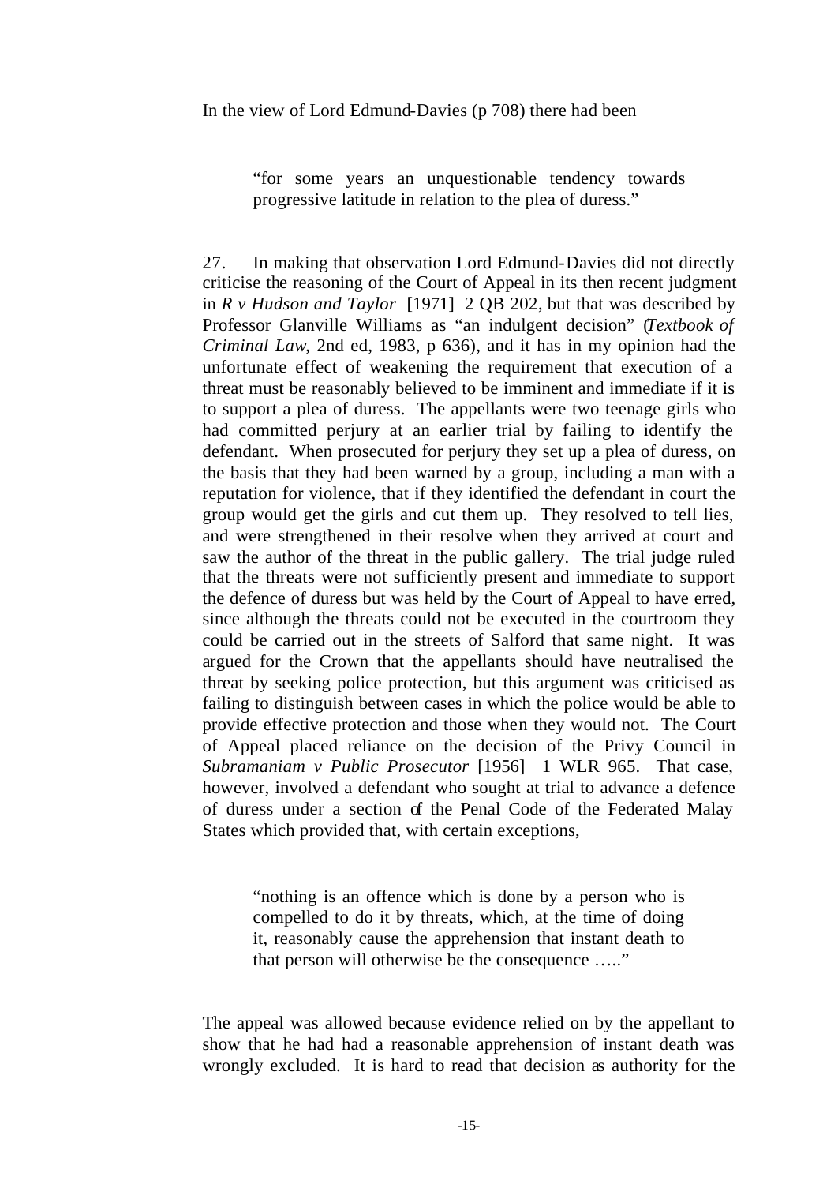In the view of Lord Edmund-Davies (p 708) there had been

> "for some years an unquestionable tendency towards progressive latitude in relation to the plea of duress."

27. In making that observation Lord Edmund-Davies did not directly criticise the reasoning of the Court of Appeal in its then recent judgment in *R v Hudson and Taylor* [1971] 2 QB 202, but that was described by Professor Glanville Williams as "an indulgent decision" (*Textbook of Criminal Law*, 2nd ed, 1983, p 636), and it has in my opinion had the unfortunate effect of weakening the requirement that execution of a threat must be reasonably believed to be imminent and immediate if it is to support a plea of duress. The appellants were two teenage girls who had committed perjury at an earlier trial by failing to identify the defendant. When prosecuted for perjury they set up a plea of duress, on the basis that they had been warned by a group, including a man with a reputation for violence, that if they identified the defendant in court the group would get the girls and cut them up. They resolved to tell lies, and were strengthened in their resolve when they arrived at court and saw the author of the threat in the public gallery. The trial judge ruled that the threats were not sufficiently present and immediate to support the defence of duress but was held by the Court of Appeal to have erred, since although the threats could not be executed in the courtroom they could be carried out in the streets of Salford that same night. It was argued for the Crown that the appellants should have neutralised the threat by seeking police protection, but this argument was criticised as failing to distinguish between cases in which the police would be able to provide effective protection and those when they would not. The Court of Appeal placed reliance on the decision of the Privy Council in *Subramaniam v Public Prosecutor* [1956] 1 WLR 965. That case, however, involved a defendant who sought at trial to advance a defence of duress under a section of the Penal Code of the Federated Malay States which provided that, with certain exceptions,

> "nothing is an offence which is done by a person who is compelled to do it by threats, which, at the time of doing it, reasonably cause the apprehension that instant death to that person will otherwise be the consequence ….."

The appeal was allowed because evidence relied on by the appellant to show that he had had a reasonable apprehension of instant death was wrongly excluded. It is hard to read that decision as authority for the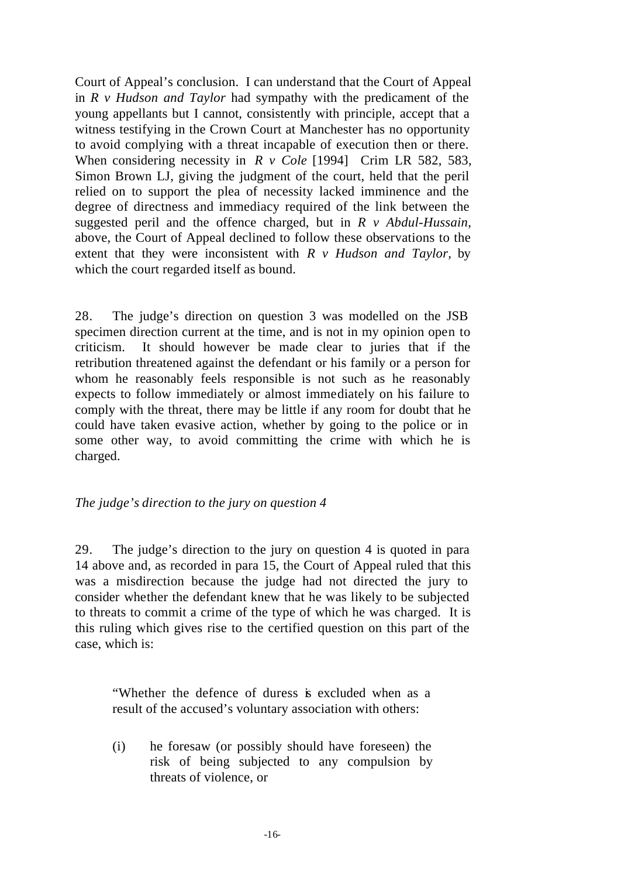Court of Appeal's conclusion. I can understand that the Court of Appeal in *R v Hudson and Taylor* had sympathy with the predicament of the young appellants but I cannot, consistently with principle, accept that a witness testifying in the Crown Court at Manchester has no opportunity to avoid complying with a threat incapable of execution then or there. When considering necessity in *R v Cole* [1994] Crim LR 582, 583, Simon Brown LJ, giving the judgment of the court, held that the peril relied on to support the plea of necessity lacked imminence and the degree of directness and immediacy required of the link between the suggested peril and the offence charged, but in *R v Abdul-Hussain*, above, the Court of Appeal declined to follow these observations to the extent that they were inconsistent with *R v Hudson and Taylor*, by which the court regarded itself as bound.

28. The judge's direction on question 3 was modelled on the JSB specimen direction current at the time, and is not in my opinion open to criticism. It should however be made clear to juries that if the retribution threatened against the defendant or his family or a person for whom he reasonably feels responsible is not such as he reasonably expects to follow immediately or almost immediately on his failure to comply with the threat, there may be little if any room for doubt that he could have taken evasive action, whether by going to the police or in some other way, to avoid committing the crime with which he is charged.

*The judge's direction to the jury on question 4*

29. The judge's direction to the jury on question 4 is quoted in para 14 above and, as recorded in para 15, the Court of Appeal ruled that this was a misdirection because the judge had not directed the jury to consider whether the defendant knew that he was likely to be subjected to threats to commit a crime of the type of which he was charged. It is this ruling which gives rise to the certified question on this part of the case, which is:

> "Whether the defence of duress is excluded when as a result of the accused's voluntary association with others:
>
> (i) he foresaw (or possibly should have foreseen) the risk of being subjected to any compulsion by threats of violence, or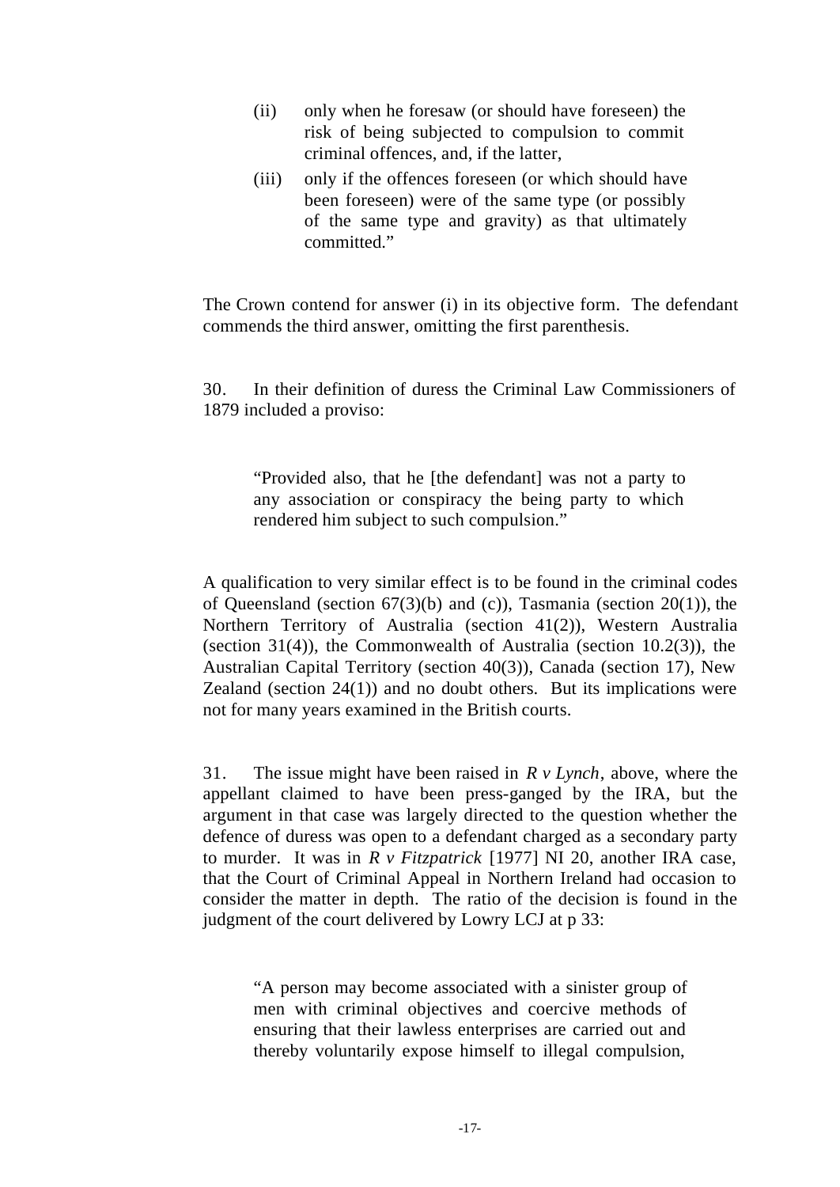> (ii) only when he foresaw (or should have foreseen) the risk of being subjected to compulsion to commit criminal offences, and, if the latter,
>
> (iii) only if the offences foreseen (or which should have been foreseen) were of the same type (or possibly of the same type and gravity) as that ultimately committed."

The Crown contend for answer (i) in its objective form. The defendant commends the third answer, omitting the first parenthesis.

30. In their definition of duress the Criminal Law Commissioners of 1879 included a proviso:

> "Provided also, that he [the defendant] was not a party to any association or conspiracy the being party to which rendered him subject to such compulsion."

A qualification to very similar effect is to be found in the criminal codes of Queensland (section 67(3)(b) and (c)), Tasmania (section 20(1)), the Northern Territory of Australia (section 41(2)), Western Australia (section 31(4)), the Commonwealth of Australia (section 10.2(3)), the Australian Capital Territory (section 40(3)), Canada (section 17), New Zealand (section 24(1)) and no doubt others. But its implications were not for many years examined in the British courts.

31. The issue might have been raised in *R v Lynch*, above, where the appellant claimed to have been press-ganged by the IRA, but the argument in that case was largely directed to the question whether the defence of duress was open to a defendant charged as a secondary party to murder. It was in *R v Fitzpatrick* [1977] NI 20, another IRA case, that the Court of Criminal Appeal in Northern Ireland had occasion to consider the matter in depth. The ratio of the decision is found in the judgment of the court delivered by Lowry LCJ at p 33:

> "A person may become associated with a sinister group of men with criminal objectives and coercive methods of ensuring that their lawless enterprises are carried out and thereby voluntarily expose himself to illegal compulsion,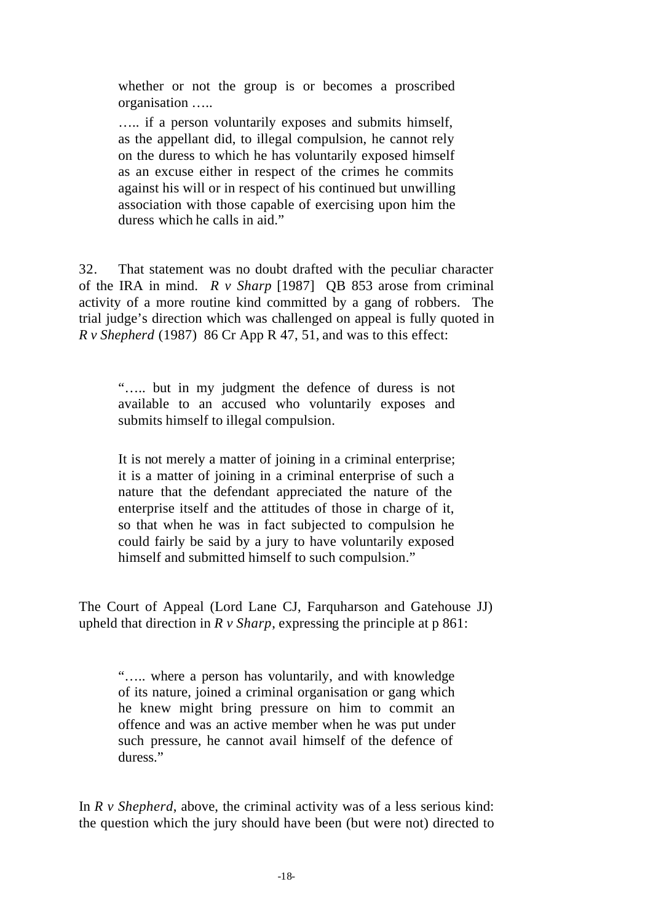> whether or not the group is or becomes a proscribed organisation …..
>
> ….. if a person voluntarily exposes and submits himself, as the appellant did, to illegal compulsion, he cannot rely on the duress to which he has voluntarily exposed himself as an excuse either in respect of the crimes he commits against his will or in respect of his continued but unwilling association with those capable of exercising upon him the duress which he calls in aid."

32. That statement was no doubt drafted with the peculiar character of the IRA in mind. *R v Sharp* [1987] QB 853 arose from criminal activity of a more routine kind committed by a gang of robbers. The trial judge's direction which was challenged on appeal is fully quoted in *R v Shepherd* (1987) 86 Cr App R 47, 51, and was to this effect:

> "….. but in my judgment the defence of duress is not available to an accused who voluntarily exposes and submits himself to illegal compulsion.
>
> It is not merely a matter of joining in a criminal enterprise; it is a matter of joining in a criminal enterprise of such a nature that the defendant appreciated the nature of the enterprise itself and the attitudes of those in charge of it, so that when he was in fact subjected to compulsion he could fairly be said by a jury to have voluntarily exposed himself and submitted himself to such compulsion."

The Court of Appeal (Lord Lane CJ, Farquharson and Gatehouse JJ) upheld that direction in *R v Sharp*, expressing the principle at p 861:

> "….. where a person has voluntarily, and with knowledge of its nature, joined a criminal organisation or gang which he knew might bring pressure on him to commit an offence and was an active member when he was put under such pressure, he cannot avail himself of the defence of duress."

In *R v Shepherd*, above, the criminal activity was of a less serious kind: the question which the jury should have been (but were not) directed to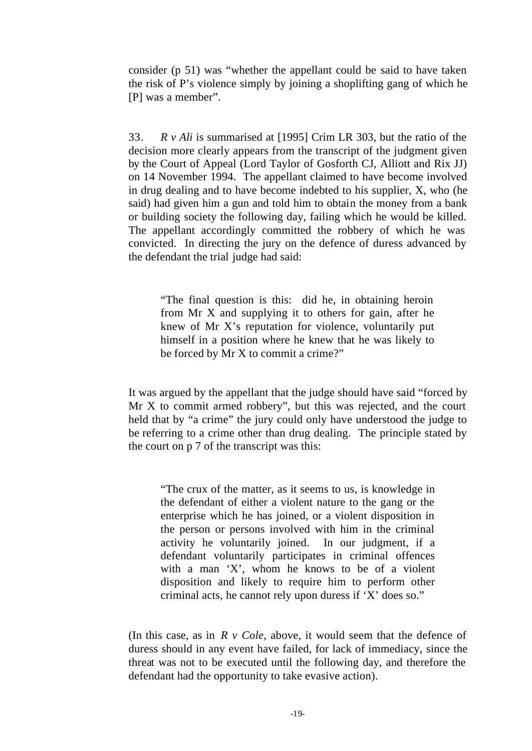consider (p 51) was "whether the appellant could be said to have taken the risk of P's violence simply by joining a shoplifting gang of which he [P] was a member".

33. *R v Ali* is summarised at [1995] Crim LR 303, but the ratio of the decision more clearly appears from the transcript of the judgment given by the Court of Appeal (Lord Taylor of Gosforth CJ, Alliott and Rix JJ) on 14 November 1994. The appellant claimed to have become involved in drug dealing and to have become indebted to his supplier, X, who (he said) had given him a gun and told him to obtain the money from a bank or building society the following day, failing which he would be killed. The appellant accordingly committed the robbery of which he was convicted. In directing the jury on the defence of duress advanced by the defendant the trial judge had said:

> "The final question is this: did he, in obtaining heroin from Mr X and supplying it to others for gain, after he knew of Mr X's reputation for violence, voluntarily put himself in a position where he knew that he was likely to be forced by Mr X to commit a crime?"

It was argued by the appellant that the judge should have said "forced by Mr X to commit armed robbery", but this was rejected, and the court held that by "a crime" the jury could only have understood the judge to be referring to a crime other than drug dealing. The principle stated by the court on p 7 of the transcript was this:

> "The crux of the matter, as it seems to us, is knowledge in the defendant of either a violent nature to the gang or the enterprise which he has joined, or a violent disposition in the person or persons involved with him in the criminal activity he voluntarily joined. In our judgment, if a defendant voluntarily participates in criminal offences with a man 'X', whom he knows to be of a violent disposition and likely to require him to perform other criminal acts, he cannot rely upon duress if 'X' does so."

(In this case, as in *R v Cole*, above, it would seem that the defence of duress should in any event have failed, for lack of immediacy, since the threat was not to be executed until the following day, and therefore the defendant had the opportunity to take evasive action).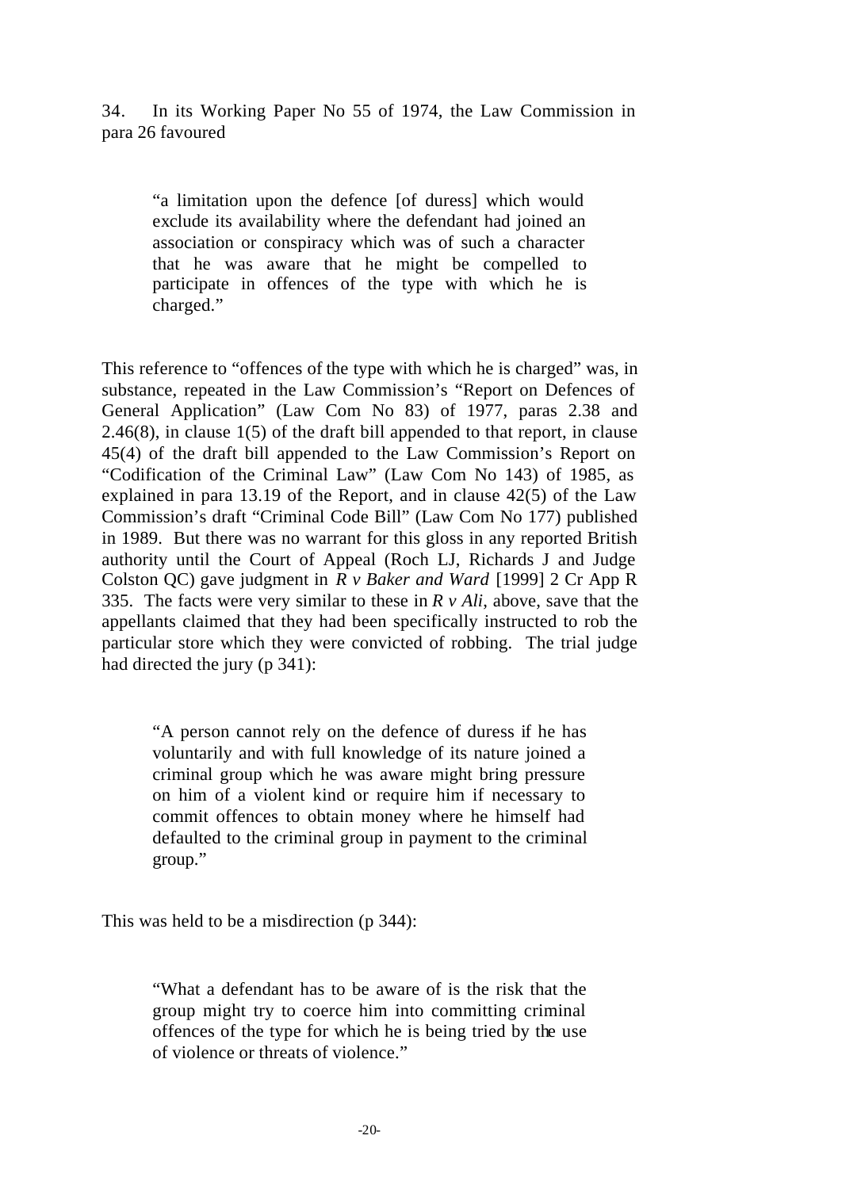34. In its Working Paper No 55 of 1974, the Law Commission in para 26 favoured

> "a limitation upon the defence [of duress] which would exclude its availability where the defendant had joined an association or conspiracy which was of such a character that he was aware that he might be compelled to participate in offences of the type with which he is charged."

This reference to "offences of the type with which he is charged" was, in substance, repeated in the Law Commission's "Report on Defences of General Application" (Law Com No 83) of 1977, paras 2.38 and 2.46(8), in clause 1(5) of the draft bill appended to that report, in clause 45(4) of the draft bill appended to the Law Commission's Report on "Codification of the Criminal Law" (Law Com No 143) of 1985, as explained in para 13.19 of the Report, and in clause 42(5) of the Law Commission's draft "Criminal Code Bill" (Law Com No 177) published in 1989. But there was no warrant for this gloss in any reported British authority until the Court of Appeal (Roch LJ, Richards J and Judge Colston QC) gave judgment in *R v Baker and Ward* [1999] 2 Cr App R 335. The facts were very similar to these in *R v Ali*, above, save that the appellants claimed that they had been specifically instructed to rob the particular store which they were convicted of robbing. The trial judge had directed the jury (p 341):

> "A person cannot rely on the defence of duress if he has voluntarily and with full knowledge of its nature joined a criminal group which he was aware might bring pressure on him of a violent kind or require him if necessary to commit offences to obtain money where he himself had defaulted to the criminal group in payment to the criminal group."

This was held to be a misdirection (p 344):

> "What a defendant has to be aware of is the risk that the group might try to coerce him into committing criminal offences of the type for which he is being tried by the use of violence or threats of violence."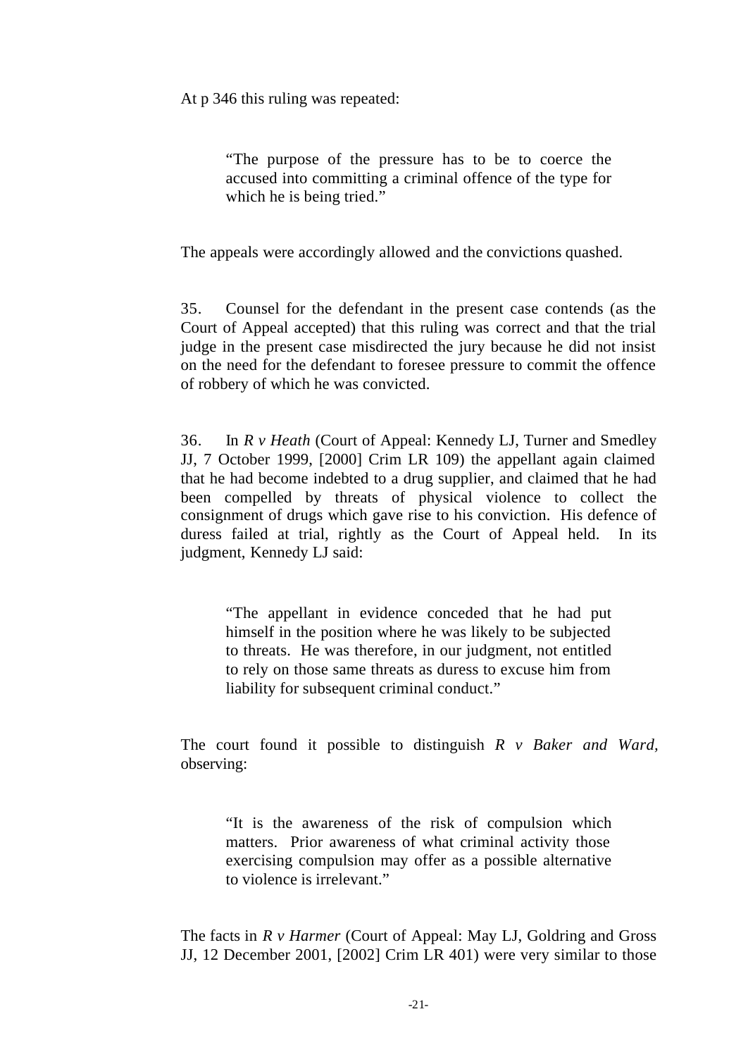At p 346 this ruling was repeated:

> "The purpose of the pressure has to be to coerce the accused into committing a criminal offence of the type for which he is being tried."

The appeals were accordingly allowed and the convictions quashed.

35. Counsel for the defendant in the present case contends (as the Court of Appeal accepted) that this ruling was correct and that the trial judge in the present case misdirected the jury because he did not insist on the need for the defendant to foresee pressure to commit the offence of robbery of which he was convicted.

36. In *R v Heath* (Court of Appeal: Kennedy LJ, Turner and Smedley JJ, 7 October 1999, [2000] Crim LR 109) the appellant again claimed that he had become indebted to a drug supplier, and claimed that he had been compelled by threats of physical violence to collect the consignment of drugs which gave rise to his conviction. His defence of duress failed at trial, rightly as the Court of Appeal held. In its judgment, Kennedy LJ said:

> "The appellant in evidence conceded that he had put himself in the position where he was likely to be subjected to threats. He was therefore, in our judgment, not entitled to rely on those same threats as duress to excuse him from liability for subsequent criminal conduct."

The court found it possible to distinguish *R v Baker and Ward,* observing:

> "It is the awareness of the risk of compulsion which matters. Prior awareness of what criminal activity those exercising compulsion may offer as a possible alternative to violence is irrelevant."

The facts in *R v Harmer* (Court of Appeal: May LJ, Goldring and Gross JJ, 12 December 2001, [2002] Crim LR 401) were very similar to those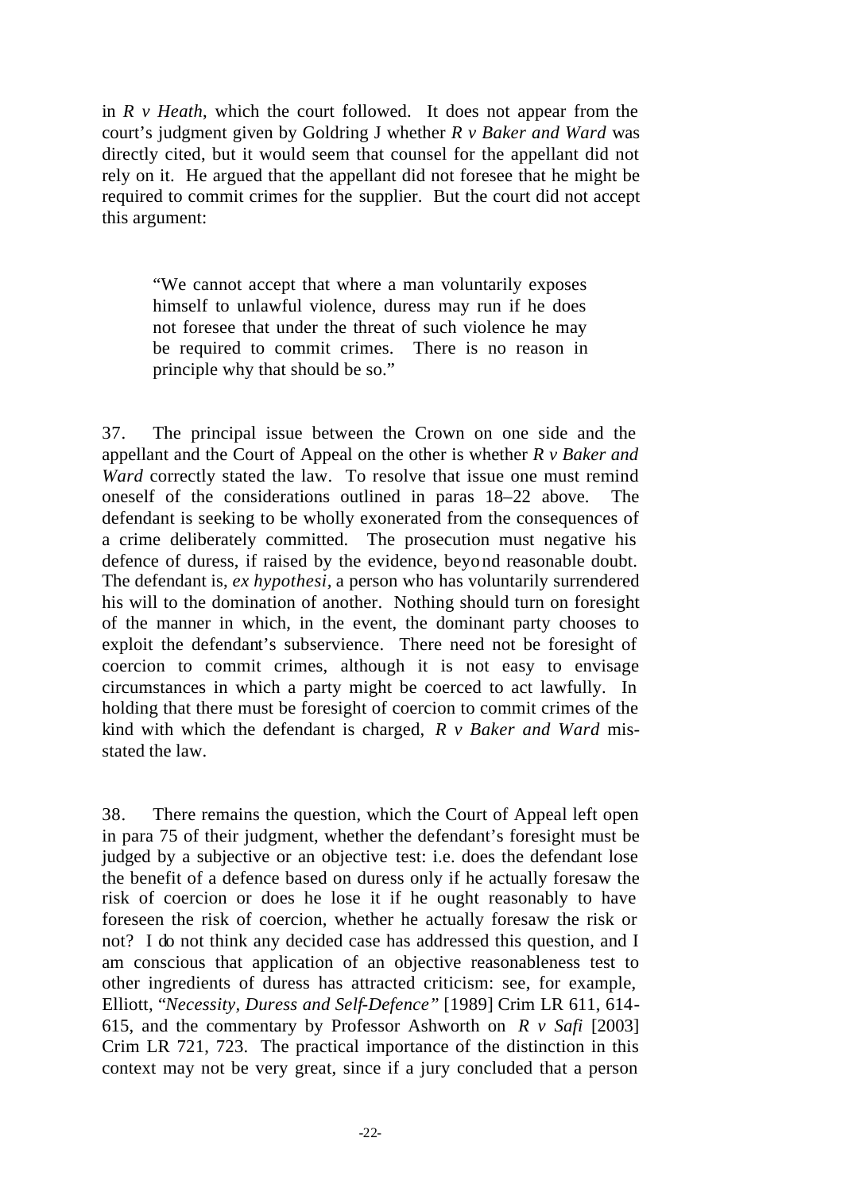in *R v Heath*, which the court followed. It does not appear from the court's judgment given by Goldring J whether *R v Baker and Ward* was directly cited, but it would seem that counsel for the appellant did not rely on it. He argued that the appellant did not foresee that he might be required to commit crimes for the supplier. But the court did not accept this argument:

> "We cannot accept that where a man voluntarily exposes himself to unlawful violence, duress may run if he does not foresee that under the threat of such violence he may be required to commit crimes. There is no reason in principle why that should be so."

37. The principal issue between the Crown on one side and the appellant and the Court of Appeal on the other is whether *R v Baker and Ward* correctly stated the law. To resolve that issue one must remind oneself of the considerations outlined in paras 18–22 above. The defendant is seeking to be wholly exonerated from the consequences of a crime deliberately committed. The prosecution must negative his defence of duress, if raised by the evidence, beyond reasonable doubt. The defendant is, *ex hypothesi,* a person who has voluntarily surrendered his will to the domination of another. Nothing should turn on foresight of the manner in which, in the event, the dominant party chooses to exploit the defendant's subservience. There need not be foresight of coercion to commit crimes, although it is not easy to envisage circumstances in which a party might be coerced to act lawfully. In holding that there must be foresight of coercion to commit crimes of the kind with which the defendant is charged, *R v Baker and Ward* mis-stated the law.

38. There remains the question, which the Court of Appeal left open in para 75 of their judgment, whether the defendant's foresight must be judged by a subjective or an objective test: i.e. does the defendant lose the benefit of a defence based on duress only if he actually foresaw the risk of coercion or does he lose it if he ought reasonably to have foreseen the risk of coercion, whether he actually foresaw the risk or not? I do not think any decided case has addressed this question, and I am conscious that application of an objective reasonableness test to other ingredients of duress has attracted criticism: see, for example, Elliott, "*Necessity, Duress and Self-Defence"* [1989] Crim LR 611, 614-615, and the commentary by Professor Ashworth on *R v Safi* [2003] Crim LR 721, 723. The practical importance of the distinction in this context may not be very great, since if a jury concluded that a person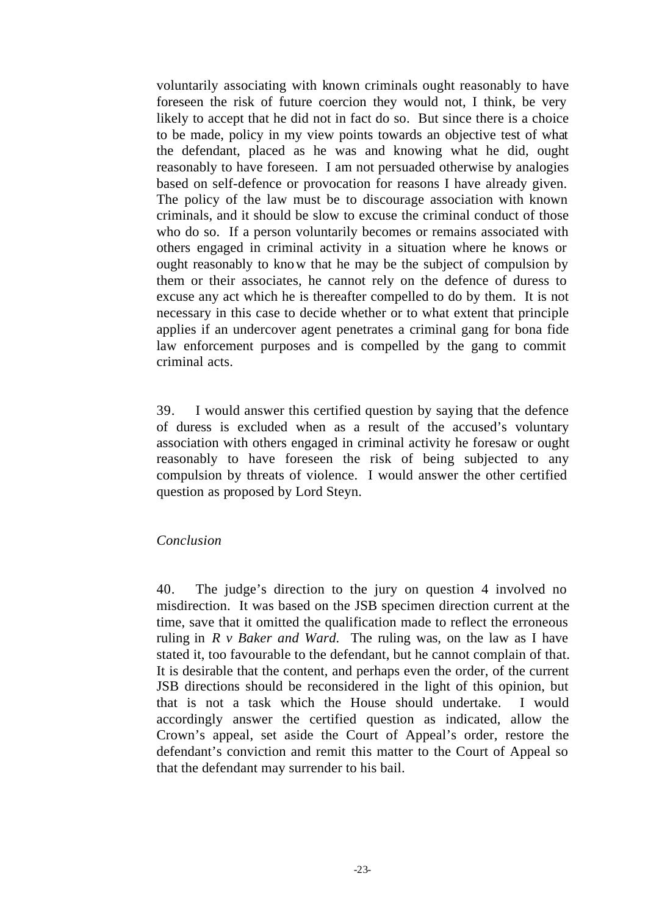voluntarily associating with known criminals ought reasonably to have foreseen the risk of future coercion they would not, I think, be very likely to accept that he did not in fact do so. But since there is a choice to be made, policy in my view points towards an objective test of what the defendant, placed as he was and knowing what he did, ought reasonably to have foreseen. I am not persuaded otherwise by analogies based on self-defence or provocation for reasons I have already given. The policy of the law must be to discourage association with known criminals, and it should be slow to excuse the criminal conduct of those who do so. If a person voluntarily becomes or remains associated with others engaged in criminal activity in a situation where he knows or ought reasonably to know that he may be the subject of compulsion by them or their associates, he cannot rely on the defence of duress to excuse any act which he is thereafter compelled to do by them. It is not necessary in this case to decide whether or to what extent that principle applies if an undercover agent penetrates a criminal gang for bona fide law enforcement purposes and is compelled by the gang to commit criminal acts.

39. I would answer this certified question by saying that the defence of duress is excluded when as a result of the accused's voluntary association with others engaged in criminal activity he foresaw or ought reasonably to have foreseen the risk of being subjected to any compulsion by threats of violence. I would answer the other certified question as proposed by Lord Steyn.

*Conclusion*

40. The judge's direction to the jury on question 4 involved no misdirection. It was based on the JSB specimen direction current at the time, save that it omitted the qualification made to reflect the erroneous ruling in *R v Baker and Ward*. The ruling was, on the law as I have stated it, too favourable to the defendant, but he cannot complain of that. It is desirable that the content, and perhaps even the order, of the current JSB directions should be reconsidered in the light of this opinion, but that is not a task which the House should undertake. I would accordingly answer the certified question as indicated, allow the Crown's appeal, set aside the Court of Appeal's order, restore the defendant's conviction and remit this matter to the Court of Appeal so that the defendant may surrender to his bail.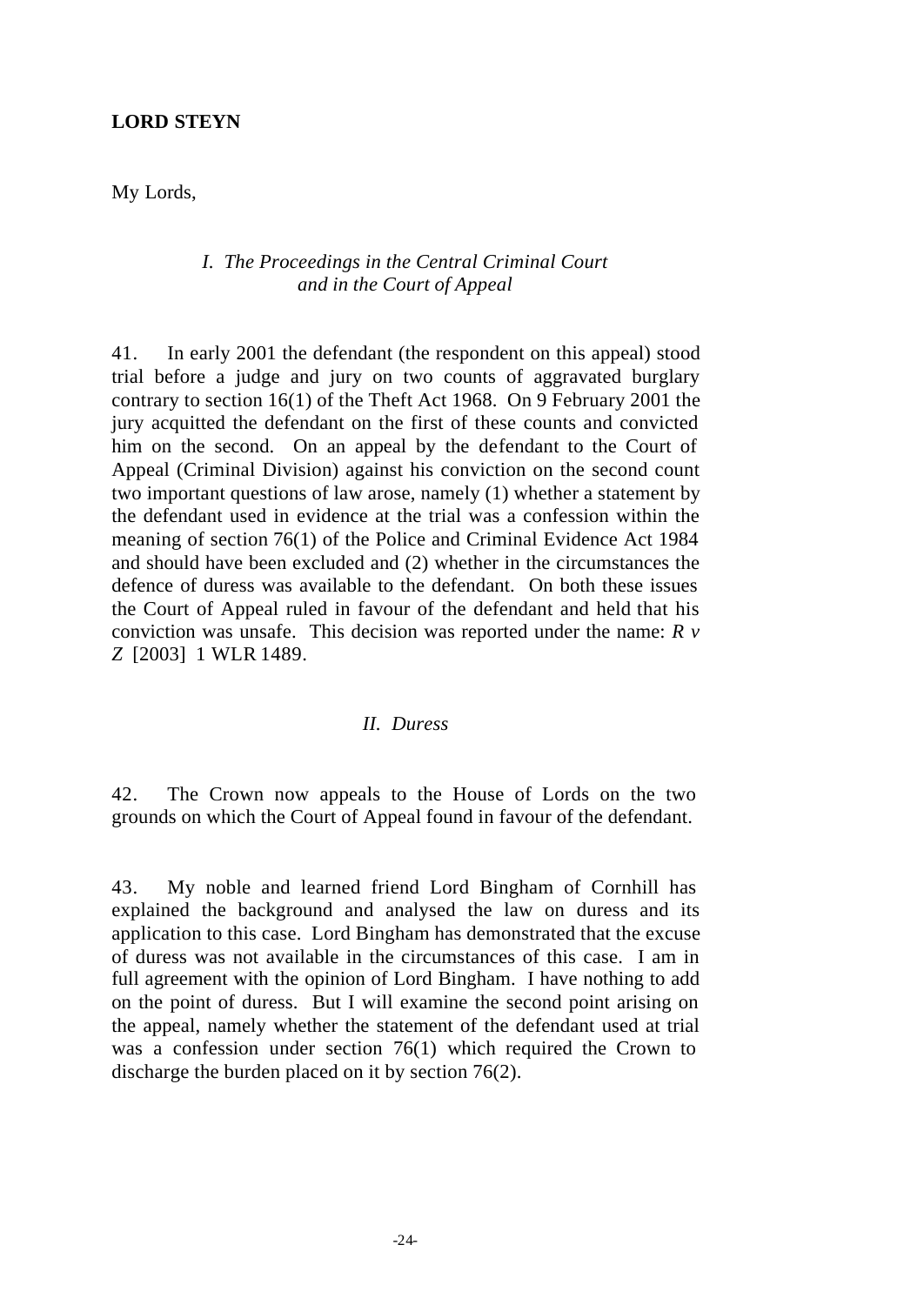**LORD STEYN**

My Lords,

*I. The Proceedings in the Central Criminal Court and in the Court of Appeal*

41. In early 2001 the defendant (the respondent on this appeal) stood trial before a judge and jury on two counts of aggravated burglary contrary to section 16(1) of the Theft Act 1968. On 9 February 2001 the jury acquitted the defendant on the first of these counts and convicted him on the second. On an appeal by the defendant to the Court of Appeal (Criminal Division) against his conviction on the second count two important questions of law arose, namely (1) whether a statement by the defendant used in evidence at the trial was a confession within the meaning of section 76(1) of the Police and Criminal Evidence Act 1984 and should have been excluded and (2) whether in the circumstances the defence of duress was available to the defendant. On both these issues the Court of Appeal ruled in favour of the defendant and held that his conviction was unsafe. This decision was reported under the name: *R v Z* [2003] 1 WLR 1489.

*II. Duress*

42. The Crown now appeals to the House of Lords on the two grounds on which the Court of Appeal found in favour of the defendant.

43. My noble and learned friend Lord Bingham of Cornhill has explained the background and analysed the law on duress and its application to this case. Lord Bingham has demonstrated that the excuse of duress was not available in the circumstances of this case. I am in full agreement with the opinion of Lord Bingham. I have nothing to add on the point of duress. But I will examine the second point arising on the appeal, namely whether the statement of the defendant used at trial was a confession under section 76(1) which required the Crown to discharge the burden placed on it by section 76(2).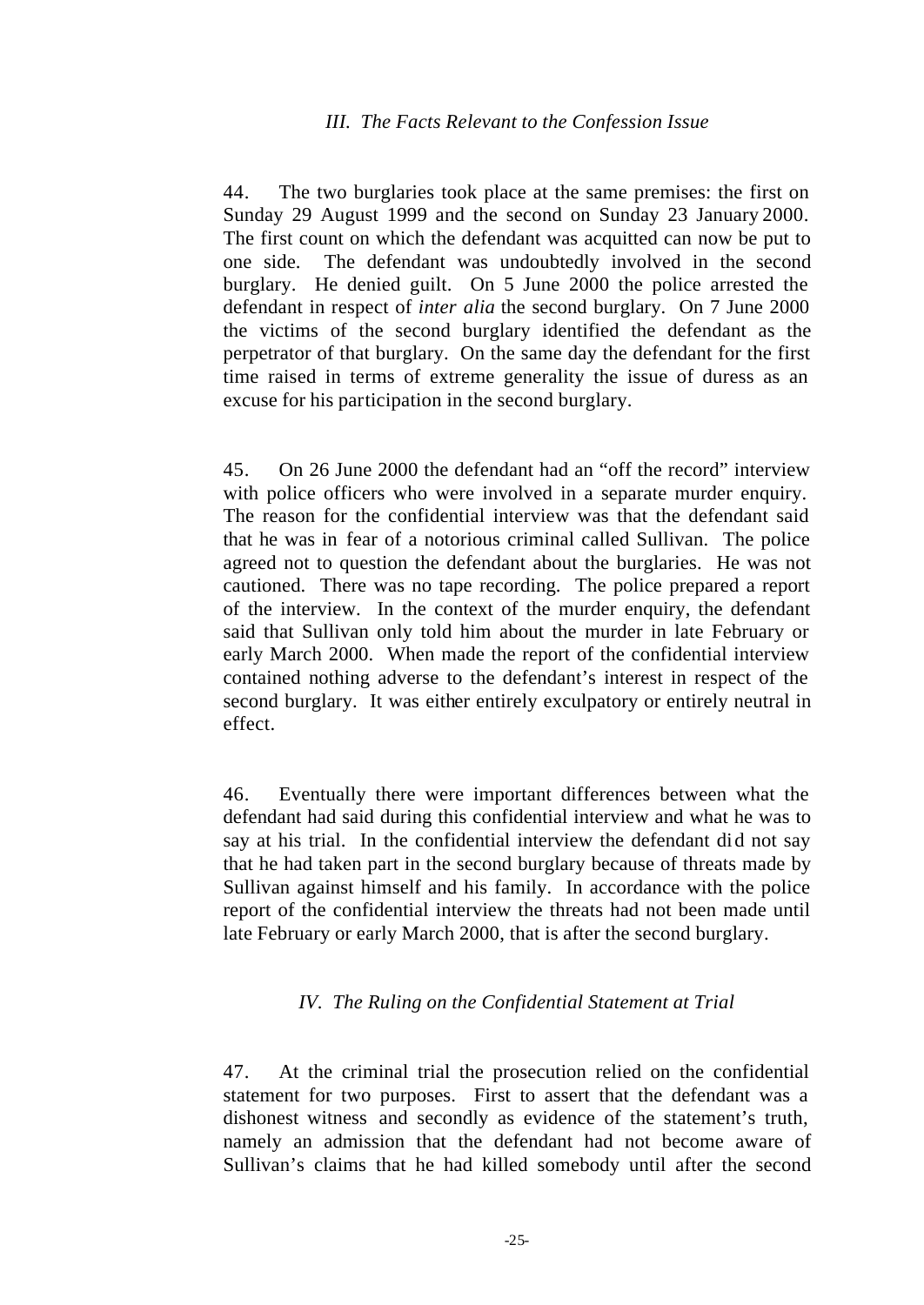### *III. The Facts Relevant to the Confession Issue*

44. The two burglaries took place at the same premises: the first on Sunday 29 August 1999 and the second on Sunday 23 January 2000. The first count on which the defendant was acquitted can now be put to one side. The defendant was undoubtedly involved in the second burglary. He denied guilt. On 5 June 2000 the police arrested the defendant in respect of *inter alia* the second burglary. On 7 June 2000 the victims of the second burglary identified the defendant as the perpetrator of that burglary. On the same day the defendant for the first time raised in terms of extreme generality the issue of duress as an excuse for his participation in the second burglary.

45. On 26 June 2000 the defendant had an "off the record" interview with police officers who were involved in a separate murder enquiry. The reason for the confidential interview was that the defendant said that he was in fear of a notorious criminal called Sullivan. The police agreed not to question the defendant about the burglaries. He was not cautioned. There was no tape recording. The police prepared a report of the interview. In the context of the murder enquiry, the defendant said that Sullivan only told him about the murder in late February or early March 2000. When made the report of the confidential interview contained nothing adverse to the defendant's interest in respect of the second burglary. It was either entirely exculpatory or entirely neutral in effect.

46. Eventually there were important differences between what the defendant had said during this confidential interview and what he was to say at his trial. In the confidential interview the defendant did not say that he had taken part in the second burglary because of threats made by Sullivan against himself and his family. In accordance with the police report of the confidential interview the threats had not been made until late February or early March 2000, that is after the second burglary.

### *IV. The Ruling on the Confidential Statement at Trial*

47. At the criminal trial the prosecution relied on the confidential statement for two purposes. First to assert that the defendant was a dishonest witness and secondly as evidence of the statement's truth, namely an admission that the defendant had not become aware of Sullivan's claims that he had killed somebody until after the second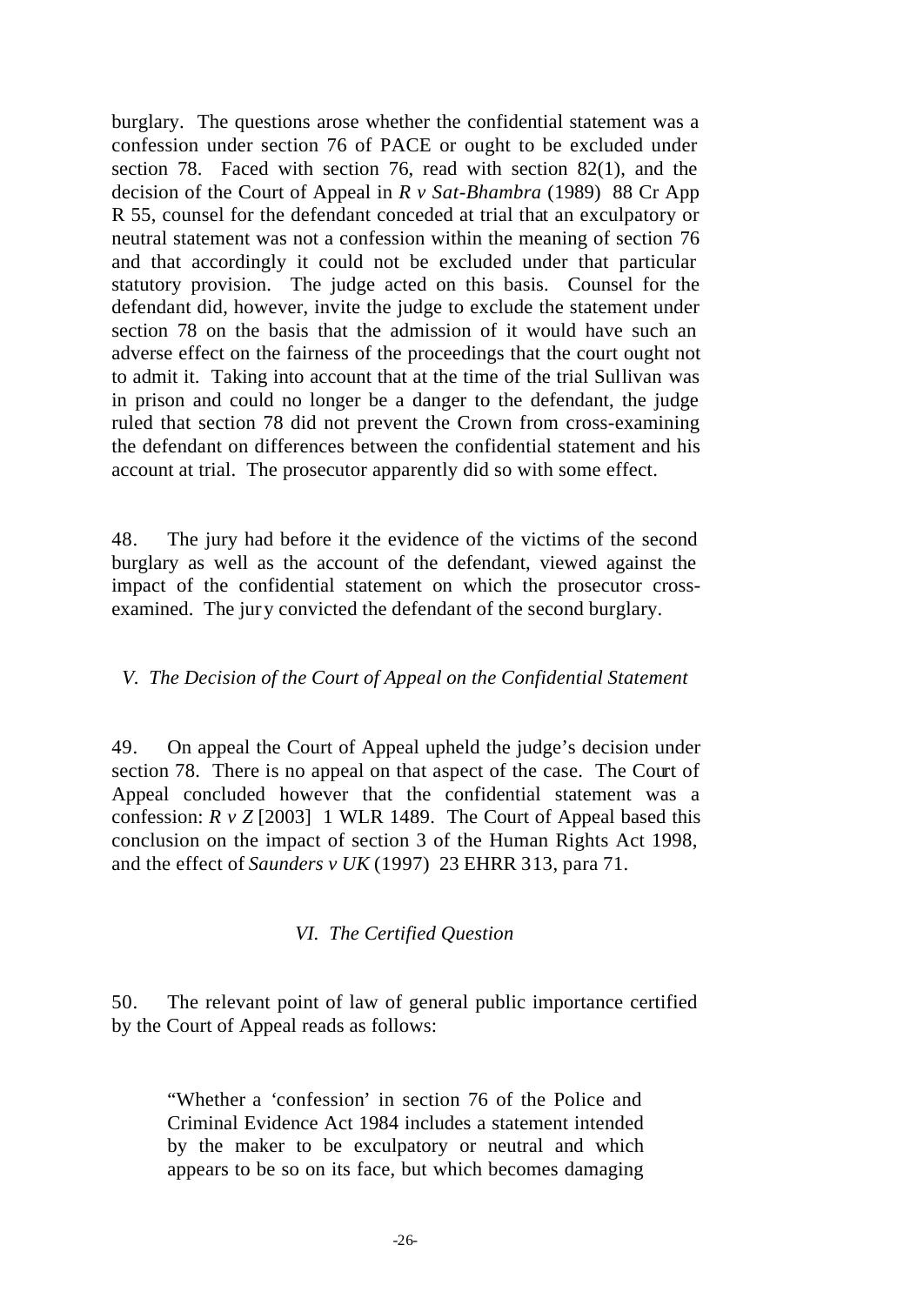burglary. The questions arose whether the confidential statement was a confession under section 76 of PACE or ought to be excluded under section 78. Faced with section 76, read with section 82(1), and the decision of the Court of Appeal in *R v Sat-Bhambra* (1989) 88 Cr App R 55, counsel for the defendant conceded at trial that an exculpatory or neutral statement was not a confession within the meaning of section 76 and that accordingly it could not be excluded under that particular statutory provision. The judge acted on this basis. Counsel for the defendant did, however, invite the judge to exclude the statement under section 78 on the basis that the admission of it would have such an adverse effect on the fairness of the proceedings that the court ought not to admit it. Taking into account that at the time of the trial Sullivan was in prison and could no longer be a danger to the defendant, the judge ruled that section 78 did not prevent the Crown from cross-examining the defendant on differences between the confidential statement and his account at trial. The prosecutor apparently did so with some effect.

48. The jury had before it the evidence of the victims of the second burglary as well as the account of the defendant, viewed against the impact of the confidential statement on which the prosecutor cross-examined. The jury convicted the defendant of the second burglary.

### *V. The Decision of the Court of Appeal on the Confidential Statement*

49. On appeal the Court of Appeal upheld the judge's decision under section 78. There is no appeal on that aspect of the case. The Court of Appeal concluded however that the confidential statement was a confession: *R v Z* [2003] 1 WLR 1489. The Court of Appeal based this conclusion on the impact of section 3 of the Human Rights Act 1998, and the effect of *Saunders v UK* (1997) 23 EHRR 313, para 71.

### *VI. The Certified Question*

50. The relevant point of law of general public importance certified by the Court of Appeal reads as follows:

> "Whether a 'confession' in section 76 of the Police and Criminal Evidence Act 1984 includes a statement intended by the maker to be exculpatory or neutral and which appears to be so on its face, but which becomes damaging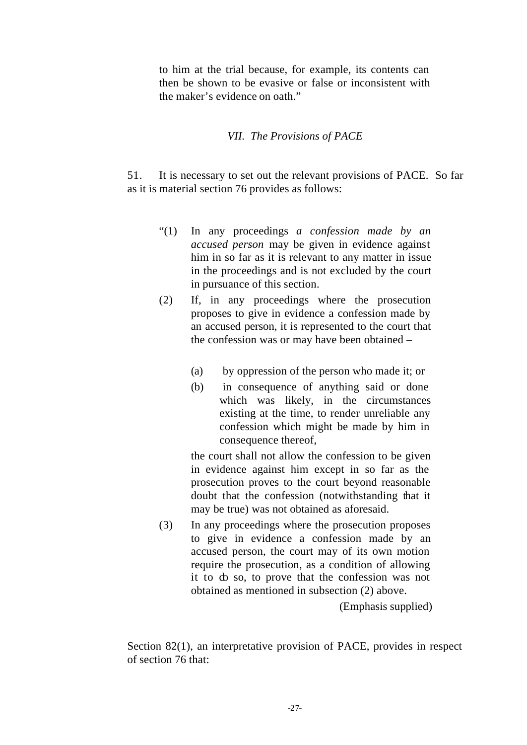to him at the trial because, for example, its contents can then be shown to be evasive or false or inconsistent with the maker's evidence on oath."

### *VII. The Provisions of PACE*

51. It is necessary to set out the relevant provisions of PACE. So far as it is material section 76 provides as follows:

> "(1) In any proceedings *a confession made by an accused person* may be given in evidence against him in so far as it is relevant to any matter in issue in the proceedings and is not excluded by the court in pursuance of this section.
>
> (2) If, in any proceedings where the prosecution proposes to give in evidence a confession made by an accused person, it is represented to the court that the confession was or may have been obtained –
>
> > (a) by oppression of the person who made it; or
> >
> > (b) in consequence of anything said or done which was likely, in the circumstances existing at the time, to render unreliable any confession which might be made by him in consequence thereof,
>
> the court shall not allow the confession to be given in evidence against him except in so far as the prosecution proves to the court beyond reasonable doubt that the confession (notwithstanding that it may be true) was not obtained as aforesaid.
>
> (3) In any proceedings where the prosecution proposes to give in evidence a confession made by an accused person, the court may of its own motion require the prosecution, as a condition of allowing it to do so, to prove that the confession was not obtained as mentioned in subsection (2) above.
>
> (Emphasis supplied)

Section 82(1), an interpretative provision of PACE, provides in respect of section 76 that: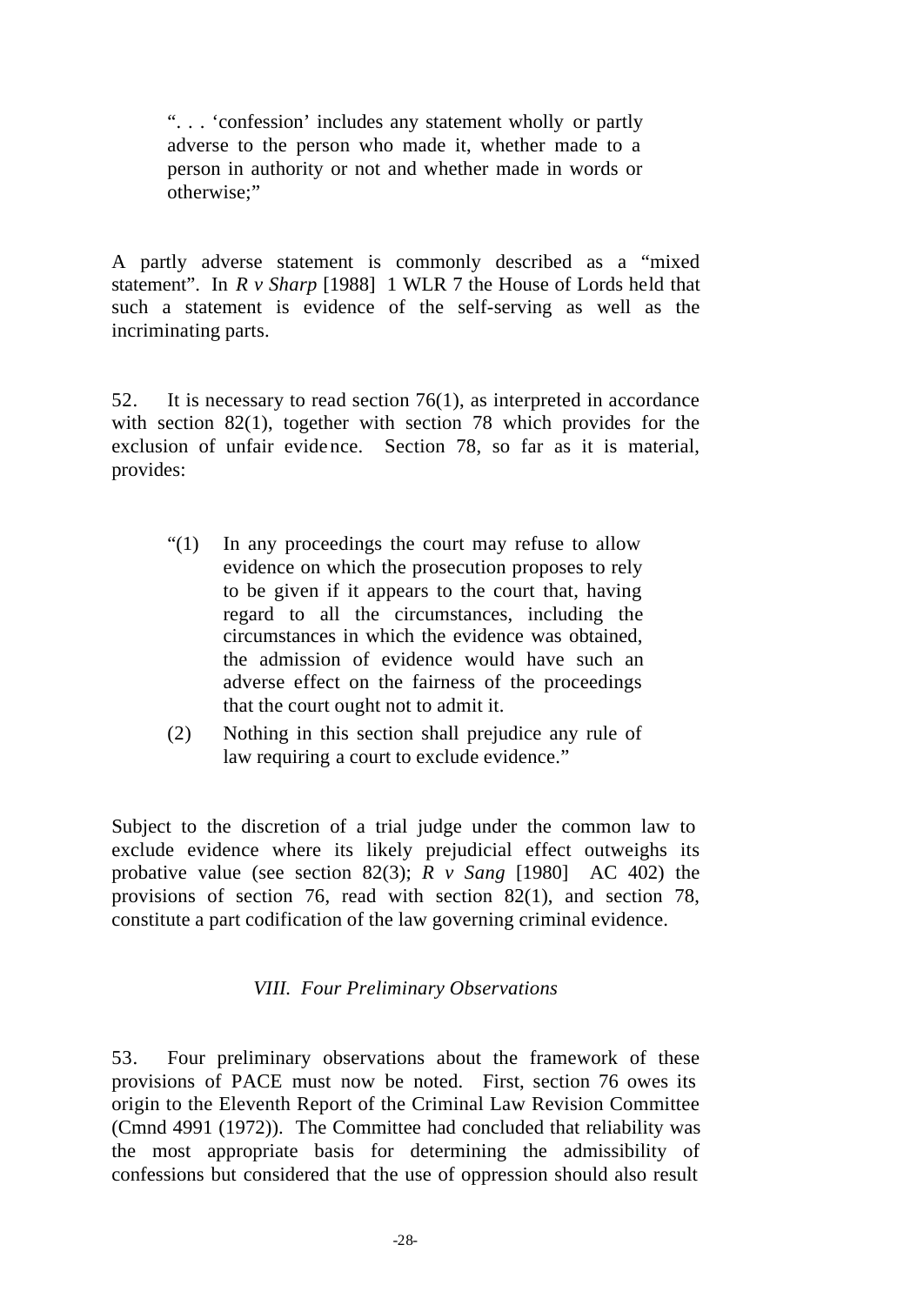> ". . . 'confession' includes any statement wholly or partly adverse to the person who made it, whether made to a person in authority or not and whether made in words or otherwise;"

A partly adverse statement is commonly described as a "mixed statement". In *R v Sharp* [1988] 1 WLR 7 the House of Lords held that such a statement is evidence of the self-serving as well as the incriminating parts.

52. It is necessary to read section 76(1), as interpreted in accordance with section 82(1), together with section 78 which provides for the exclusion of unfair evidence. Section 78, so far as it is material, provides:

> "(1) In any proceedings the court may refuse to allow evidence on which the prosecution proposes to rely to be given if it appears to the court that, having regard to all the circumstances, including the circumstances in which the evidence was obtained, the admission of evidence would have such an adverse effect on the fairness of the proceedings that the court ought not to admit it.
>
> (2) Nothing in this section shall prejudice any rule of law requiring a court to exclude evidence."

Subject to the discretion of a trial judge under the common law to exclude evidence where its likely prejudicial effect outweighs its probative value (see section 82(3); *R v Sang* [1980] AC 402) the provisions of section 76, read with section 82(1), and section 78, constitute a part codification of the law governing criminal evidence.

## *VIII. Four Preliminary Observations*

53. Four preliminary observations about the framework of these provisions of PACE must now be noted. First, section 76 owes its origin to the Eleventh Report of the Criminal Law Revision Committee (Cmnd 4991 (1972)). The Committee had concluded that reliability was the most appropriate basis for determining the admissibility of confessions but considered that the use of oppression should also result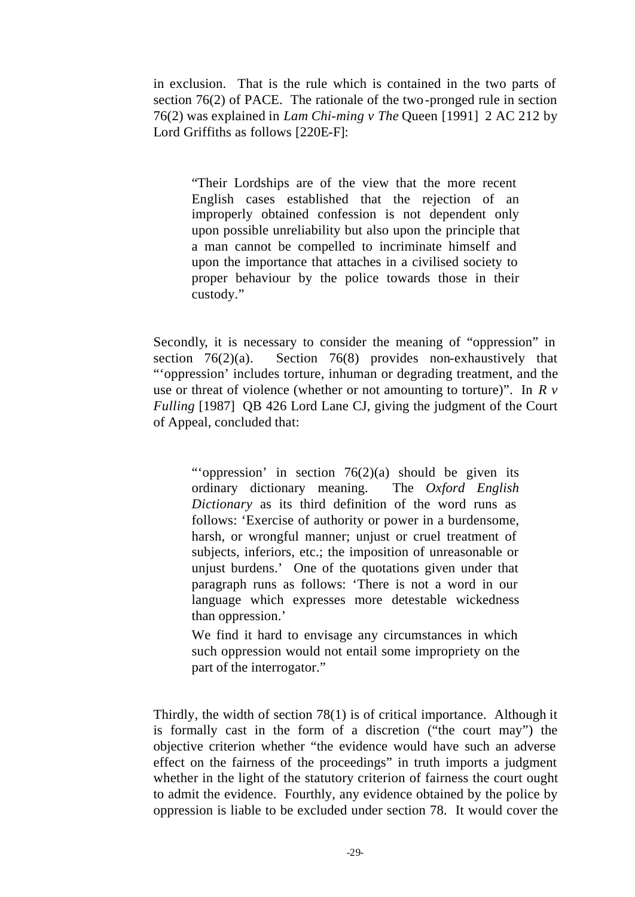in exclusion. That is the rule which is contained in the two parts of section 76(2) of PACE. The rationale of the two-pronged rule in section 76(2) was explained in *Lam Chi-ming v The* Queen [1991] 2 AC 212 by Lord Griffiths as follows [220E-F]:

> "Their Lordships are of the view that the more recent English cases established that the rejection of an improperly obtained confession is not dependent only upon possible unreliability but also upon the principle that a man cannot be compelled to incriminate himself and upon the importance that attaches in a civilised society to proper behaviour by the police towards those in their custody."

Secondly, it is necessary to consider the meaning of "oppression" in section 76(2)(a). Section 76(8) provides non-exhaustively that "'oppression' includes torture, inhuman or degrading treatment, and the use or threat of violence (whether or not amounting to torture)". In *R v Fulling* [1987] QB 426 Lord Lane CJ, giving the judgment of the Court of Appeal, concluded that:

> "'oppression' in section 76(2)(a) should be given its ordinary dictionary meaning. The *Oxford English Dictionary* as its third definition of the word runs as follows: 'Exercise of authority or power in a burdensome, harsh, or wrongful manner; unjust or cruel treatment of subjects, inferiors, etc.; the imposition of unreasonable or unjust burdens.' One of the quotations given under that paragraph runs as follows: 'There is not a word in our language which expresses more detestable wickedness than oppression.'
>
> We find it hard to envisage any circumstances in which such oppression would not entail some impropriety on the part of the interrogator."

Thirdly, the width of section 78(1) is of critical importance. Although it is formally cast in the form of a discretion ("the court may") the objective criterion whether "the evidence would have such an adverse effect on the fairness of the proceedings" in truth imports a judgment whether in the light of the statutory criterion of fairness the court ought to admit the evidence. Fourthly, any evidence obtained by the police by oppression is liable to be excluded under section 78. It would cover the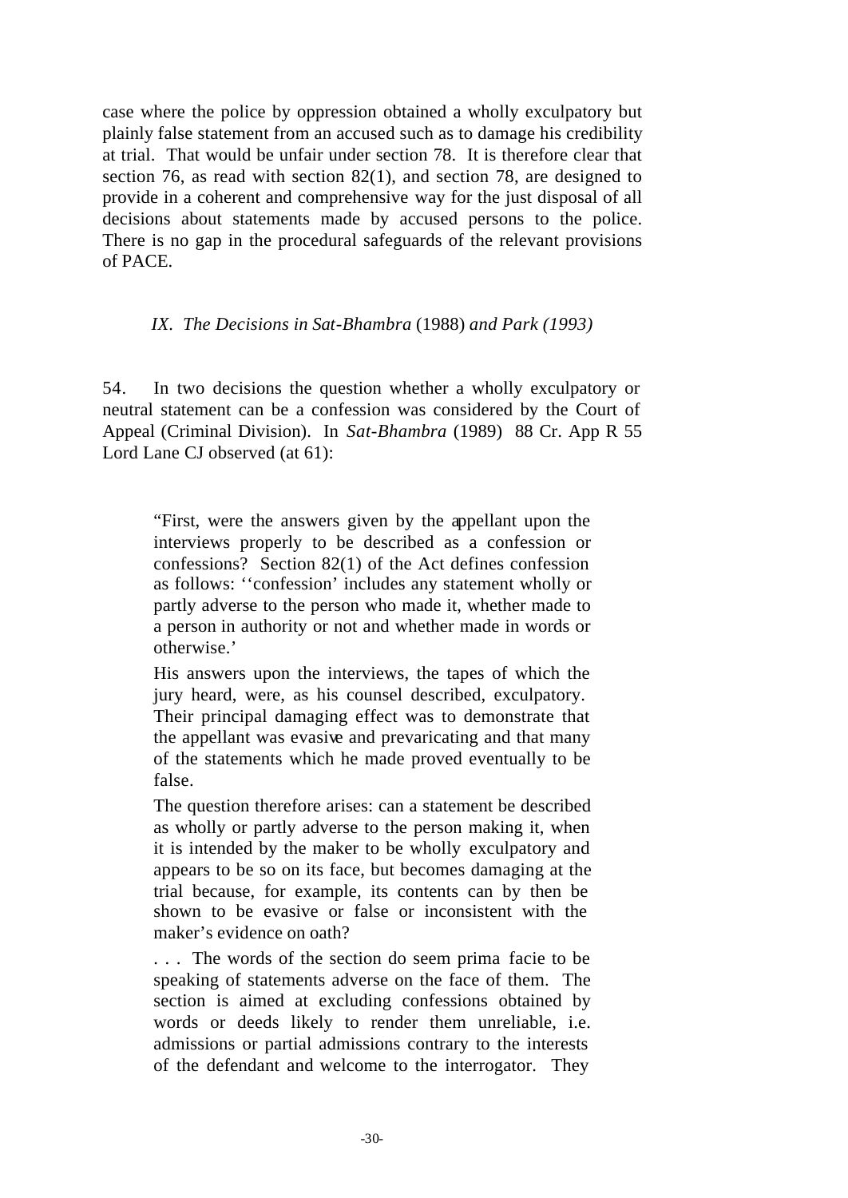case where the police by oppression obtained a wholly exculpatory but plainly false statement from an accused such as to damage his credibility at trial. That would be unfair under section 78. It is therefore clear that section 76, as read with section 82(1), and section 78, are designed to provide in a coherent and comprehensive way for the just disposal of all decisions about statements made by accused persons to the police. There is no gap in the procedural safeguards of the relevant provisions of PACE.

### *IX. The Decisions in Sat-Bhambra* (1988) *and Park (1993)*

54. In two decisions the question whether a wholly exculpatory or neutral statement can be a confession was considered by the Court of Appeal (Criminal Division). In *Sat-Bhambra* (1989) 88 Cr. App R 55 Lord Lane CJ observed (at 61):

> "First, were the answers given by the appellant upon the interviews properly to be described as a confession or confessions? Section 82(1) of the Act defines confession as follows: ''confession' includes any statement wholly or partly adverse to the person who made it, whether made to a person in authority or not and whether made in words or otherwise.'
>
> His answers upon the interviews, the tapes of which the jury heard, were, as his counsel described, exculpatory. Their principal damaging effect was to demonstrate that the appellant was evasive and prevaricating and that many of the statements which he made proved eventually to be false.
>
> The question therefore arises: can a statement be described as wholly or partly adverse to the person making it, when it is intended by the maker to be wholly exculpatory and appears to be so on its face, but becomes damaging at the trial because, for example, its contents can by then be shown to be evasive or false or inconsistent with the maker's evidence on oath?
>
> . . . The words of the section do seem prima facie to be speaking of statements adverse on the face of them. The section is aimed at excluding confessions obtained by words or deeds likely to render them unreliable, i.e. admissions or partial admissions contrary to the interests of the defendant and welcome to the interrogator. They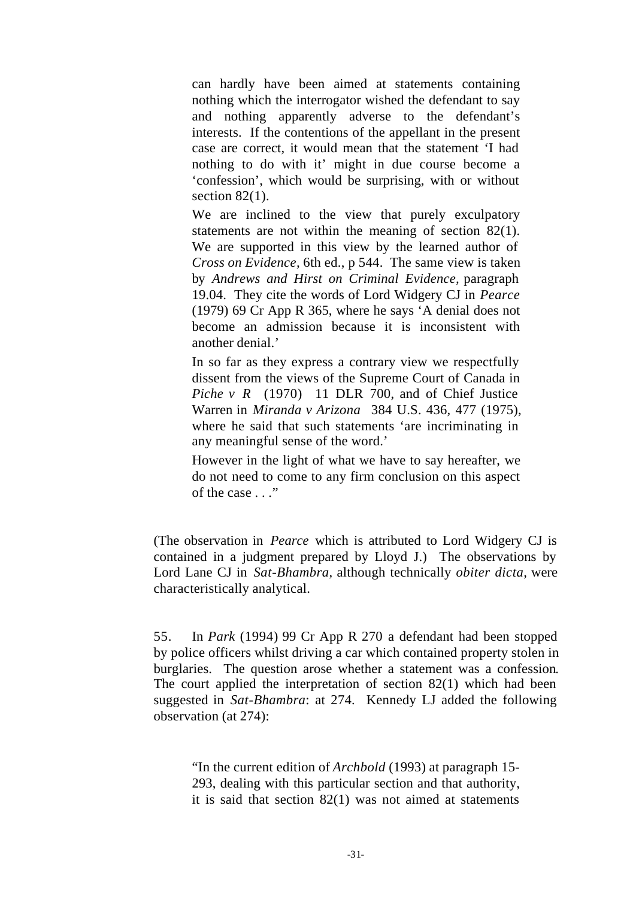> can hardly have been aimed at statements containing nothing which the interrogator wished the defendant to say and nothing apparently adverse to the defendant's interests. If the contentions of the appellant in the present case are correct, it would mean that the statement 'I had nothing to do with it' might in due course become a 'confession', which would be surprising, with or without section 82(1).
>
> We are inclined to the view that purely exculpatory statements are not within the meaning of section 82(1). We are supported in this view by the learned author of *Cross on Evidence,* 6th ed., p 544. The same view is taken by *Andrews and Hirst on Criminal Evidence,* paragraph 19.04. They cite the words of Lord Widgery CJ in *Pearce* (1979) 69 Cr App R 365, where he says 'A denial does not become an admission because it is inconsistent with another denial.'
>
> In so far as they express a contrary view we respectfully dissent from the views of the Supreme Court of Canada in *Piche v R* (1970) 11 DLR 700, and of Chief Justice Warren in *Miranda v Arizona* 384 U.S. 436, 477 (1975), where he said that such statements 'are incriminating in any meaningful sense of the word.'
>
> However in the light of what we have to say hereafter, we do not need to come to any firm conclusion on this aspect of the case . . ."

(The observation in *Pearce* which is attributed to Lord Widgery CJ is contained in a judgment prepared by Lloyd J.) The observations by Lord Lane CJ in *Sat-Bhambra,* although technically *obiter dicta,* were characteristically analytical.

55. In *Park* (1994) 99 Cr App R 270 a defendant had been stopped by police officers whilst driving a car which contained property stolen in burglaries. The question arose whether a statement was a confession. The court applied the interpretation of section 82(1) which had been suggested in *Sat-Bhambra*: at 274. Kennedy LJ added the following observation (at 274):

> "In the current edition of *Archbold* (1993) at paragraph 15-293, dealing with this particular section and that authority, it is said that section 82(1) was not aimed at statements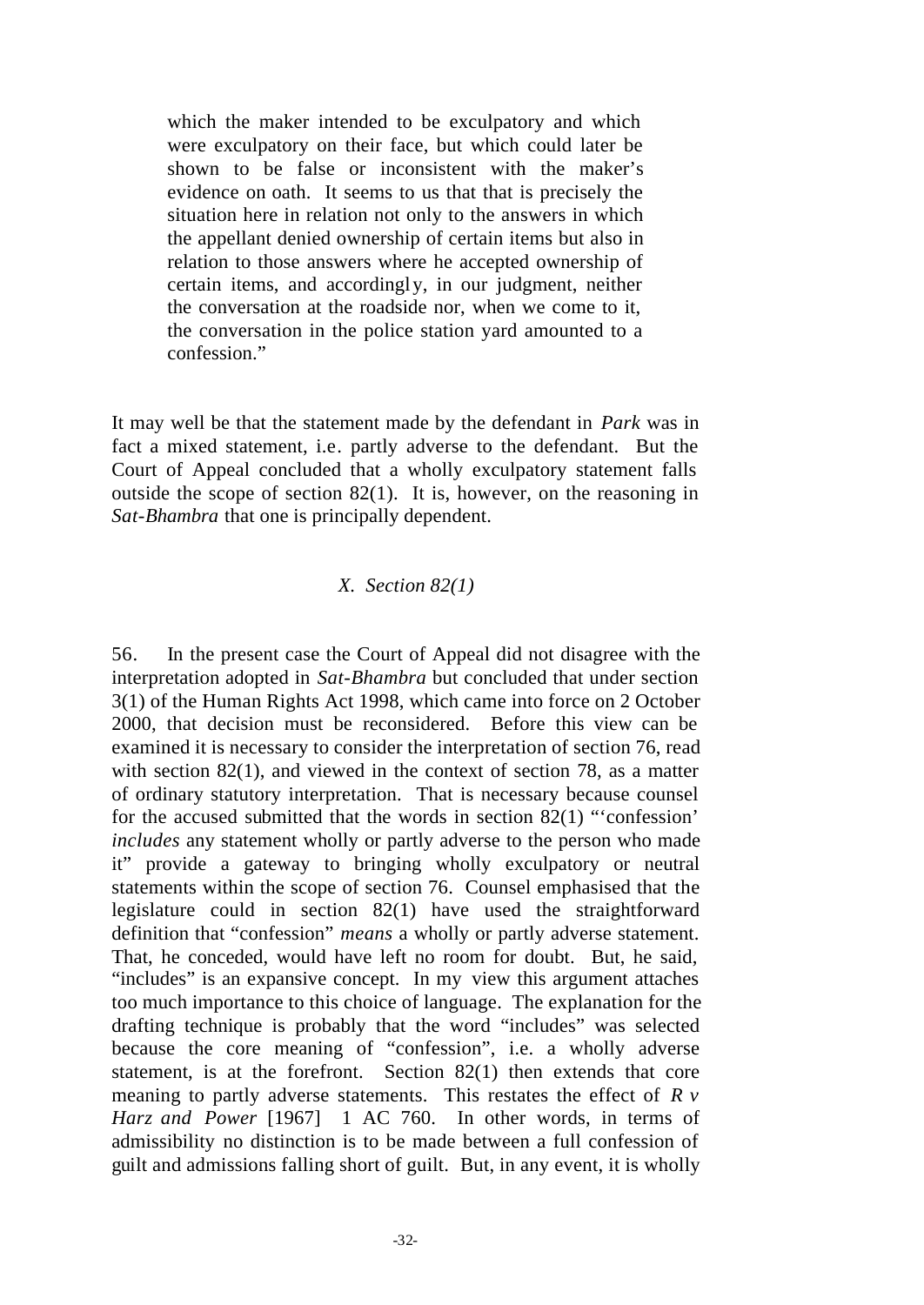> which the maker intended to be exculpatory and which were exculpatory on their face, but which could later be shown to be false or inconsistent with the maker's evidence on oath. It seems to us that that is precisely the situation here in relation not only to the answers in which the appellant denied ownership of certain items but also in relation to those answers where he accepted ownership of certain items, and accordingly, in our judgment, neither the conversation at the roadside nor, when we come to it, the conversation in the police station yard amounted to a confession."

It may well be that the statement made by the defendant in *Park* was in fact a mixed statement, i.e. partly adverse to the defendant. But the Court of Appeal concluded that a wholly exculpatory statement falls outside the scope of section 82(1). It is, however, on the reasoning in *Sat-Bhambra* that one is principally dependent.

### *X. Section 82(1)*

56. In the present case the Court of Appeal did not disagree with the interpretation adopted in *Sat-Bhambra* but concluded that under section 3(1) of the Human Rights Act 1998, which came into force on 2 October 2000, that decision must be reconsidered. Before this view can be examined it is necessary to consider the interpretation of section 76, read with section 82(1), and viewed in the context of section 78, as a matter of ordinary statutory interpretation. That is necessary because counsel for the accused submitted that the words in section 82(1) "'confession' *includes* any statement wholly or partly adverse to the person who made it" provide a gateway to bringing wholly exculpatory or neutral statements within the scope of section 76. Counsel emphasised that the legislature could in section 82(1) have used the straightforward definition that "confession" *means* a wholly or partly adverse statement. That, he conceded, would have left no room for doubt. But, he said, "includes" is an expansive concept. In my view this argument attaches too much importance to this choice of language. The explanation for the drafting technique is probably that the word "includes" was selected because the core meaning of "confession", i.e. a wholly adverse statement, is at the forefront. Section 82(1) then extends that core meaning to partly adverse statements. This restates the effect of *R v Harz and Power* [1967] 1 AC 760. In other words, in terms of admissibility no distinction is to be made between a full confession of guilt and admissions falling short of guilt. But, in any event, it is wholly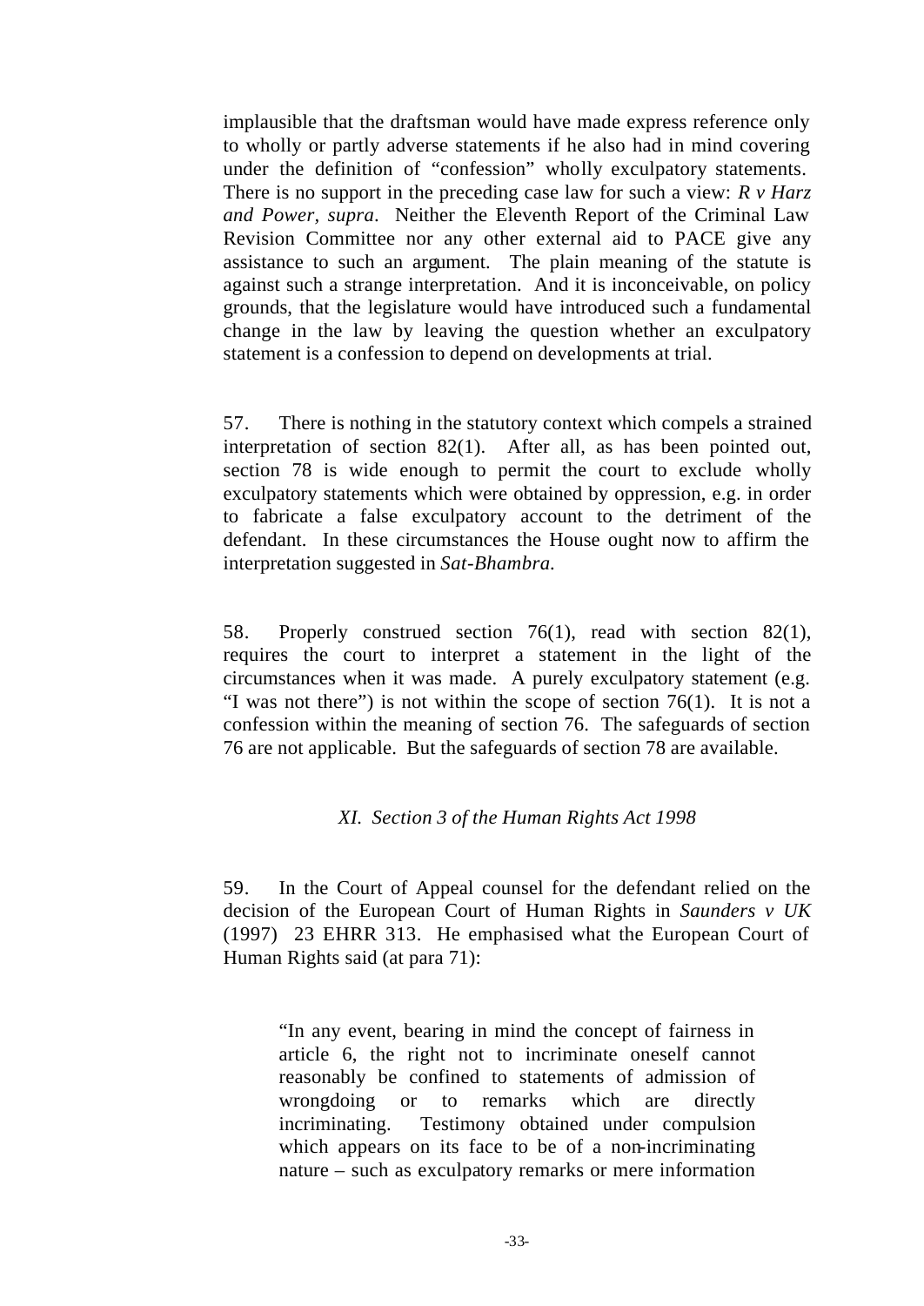implausible that the draftsman would have made express reference only to wholly or partly adverse statements if he also had in mind covering under the definition of "confession" wholly exculpatory statements. There is no support in the preceding case law for such a view: *R v Harz and Power, supra*. Neither the Eleventh Report of the Criminal Law Revision Committee nor any other external aid to PACE give any assistance to such an argument. The plain meaning of the statute is against such a strange interpretation. And it is inconceivable, on policy grounds, that the legislature would have introduced such a fundamental change in the law by leaving the question whether an exculpatory statement is a confession to depend on developments at trial.

57. There is nothing in the statutory context which compels a strained interpretation of section 82(1). After all, as has been pointed out, section 78 is wide enough to permit the court to exclude wholly exculpatory statements which were obtained by oppression, e.g. in order to fabricate a false exculpatory account to the detriment of the defendant. In these circumstances the House ought now to affirm the interpretation suggested in *Sat-Bhambra.*

58. Properly construed section 76(1), read with section 82(1), requires the court to interpret a statement in the light of the circumstances when it was made. A purely exculpatory statement (e.g. "I was not there") is not within the scope of section 76(1). It is not a confession within the meaning of section 76. The safeguards of section 76 are not applicable. But the safeguards of section 78 are available.

### *XI. Section 3 of the Human Rights Act 1998*

59. In the Court of Appeal counsel for the defendant relied on the decision of the European Court of Human Rights in *Saunders v UK* (1997) 23 EHRR 313. He emphasised what the European Court of Human Rights said (at para 71):

> "In any event, bearing in mind the concept of fairness in article 6, the right not to incriminate oneself cannot reasonably be confined to statements of admission of wrongdoing or to remarks which are directly incriminating. Testimony obtained under compulsion which appears on its face to be of a non-incriminating nature – such as exculpatory remarks or mere information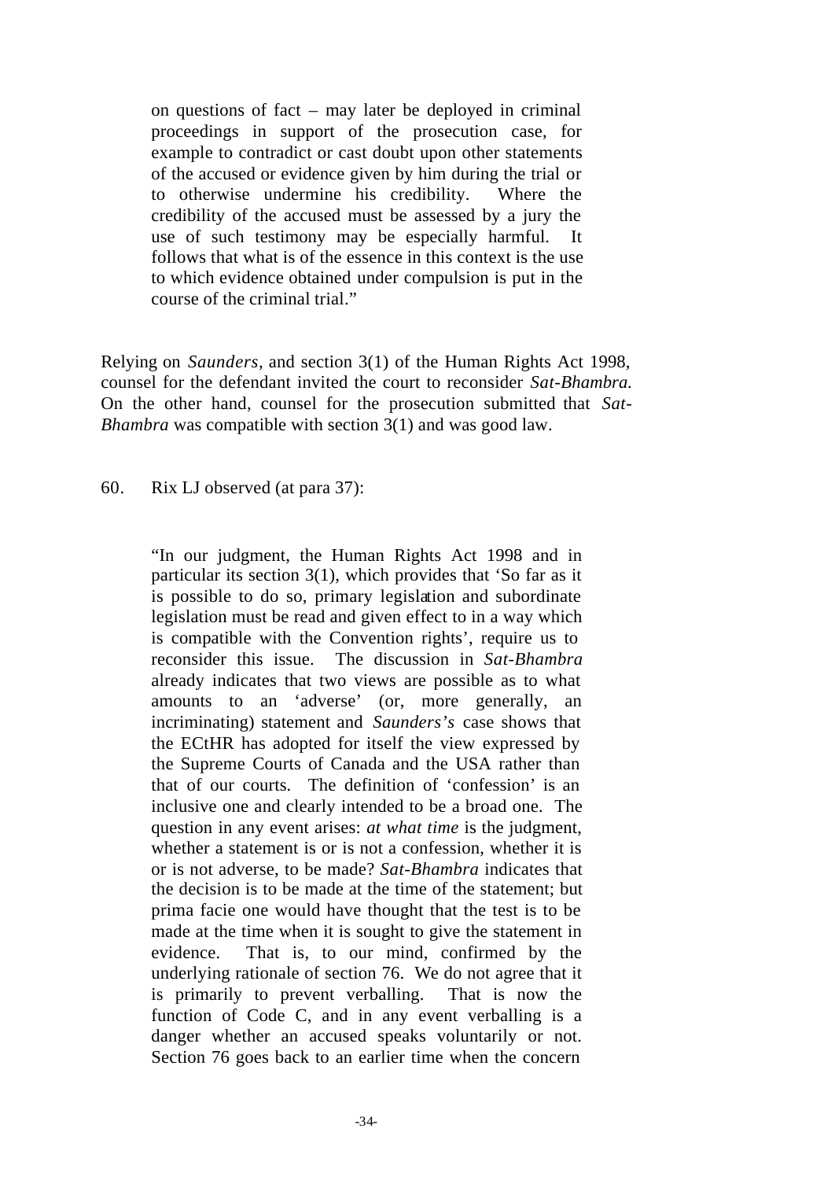> on questions of fact – may later be deployed in criminal proceedings in support of the prosecution case, for example to contradict or cast doubt upon other statements of the accused or evidence given by him during the trial or to otherwise undermine his credibility. Where the credibility of the accused must be assessed by a jury the use of such testimony may be especially harmful. It follows that what is of the essence in this context is the use to which evidence obtained under compulsion is put in the course of the criminal trial."

Relying on *Saunders,* and section 3(1) of the Human Rights Act 1998, counsel for the defendant invited the court to reconsider *Sat-Bhambra.* On the other hand, counsel for the prosecution submitted that *Sat-Bhambra* was compatible with section 3(1) and was good law.

60. Rix LJ observed (at para 37):

> "In our judgment, the Human Rights Act 1998 and in particular its section 3(1), which provides that 'So far as it is possible to do so, primary legislation and subordinate legislation must be read and given effect to in a way which is compatible with the Convention rights', require us to reconsider this issue. The discussion in *Sat-Bhambra* already indicates that two views are possible as to what amounts to an 'adverse' (or, more generally, an incriminating) statement and *Saunders's* case shows that the ECtHR has adopted for itself the view expressed by the Supreme Courts of Canada and the USA rather than that of our courts. The definition of 'confession' is an inclusive one and clearly intended to be a broad one. The question in any event arises: *at what time* is the judgment, whether a statement is or is not a confession, whether it is or is not adverse, to be made? *Sat-Bhambra* indicates that the decision is to be made at the time of the statement; but prima facie one would have thought that the test is to be made at the time when it is sought to give the statement in evidence. That is, to our mind, confirmed by the underlying rationale of section 76. We do not agree that it is primarily to prevent verballing. That is now the function of Code C, and in any event verballing is a danger whether an accused speaks voluntarily or not. Section 76 goes back to an earlier time when the concern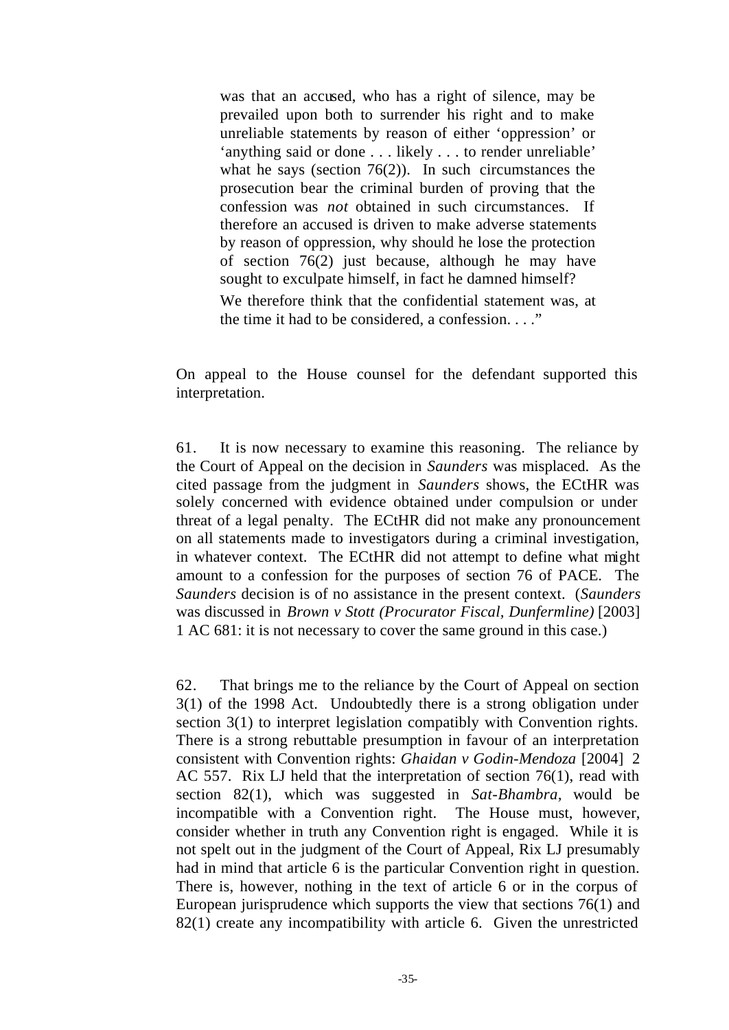> was that an accused, who has a right of silence, may be prevailed upon both to surrender his right and to make unreliable statements by reason of either 'oppression' or 'anything said or done . . . likely . . . to render unreliable' what he says (section 76(2)). In such circumstances the prosecution bear the criminal burden of proving that the confession was *not* obtained in such circumstances. If therefore an accused is driven to make adverse statements by reason of oppression, why should he lose the protection of section 76(2) just because, although he may have sought to exculpate himself, in fact he damned himself?
>
> We therefore think that the confidential statement was, at the time it had to be considered, a confession. . . ."

On appeal to the House counsel for the defendant supported this interpretation.

61. It is now necessary to examine this reasoning. The reliance by the Court of Appeal on the decision in *Saunders* was misplaced. As the cited passage from the judgment in *Saunders* shows, the ECtHR was solely concerned with evidence obtained under compulsion or under threat of a legal penalty. The ECtHR did not make any pronouncement on all statements made to investigators during a criminal investigation, in whatever context. The ECtHR did not attempt to define what might amount to a confession for the purposes of section 76 of PACE. The *Saunders* decision is of no assistance in the present context. (*Saunders* was discussed in *Brown v Stott (Procurator Fiscal, Dunfermline)* [2003] 1 AC 681: it is not necessary to cover the same ground in this case.)

62. That brings me to the reliance by the Court of Appeal on section 3(1) of the 1998 Act. Undoubtedly there is a strong obligation under section 3(1) to interpret legislation compatibly with Convention rights. There is a strong rebuttable presumption in favour of an interpretation consistent with Convention rights: *Ghaidan v Godin-Mendoza* [2004] 2 AC 557. Rix LJ held that the interpretation of section 76(1), read with section 82(1), which was suggested in *Sat-Bhambra,* would be incompatible with a Convention right. The House must, however, consider whether in truth any Convention right is engaged. While it is not spelt out in the judgment of the Court of Appeal, Rix LJ presumably had in mind that article 6 is the particular Convention right in question. There is, however, nothing in the text of article 6 or in the corpus of European jurisprudence which supports the view that sections 76(1) and 82(1) create any incompatibility with article 6. Given the unrestricted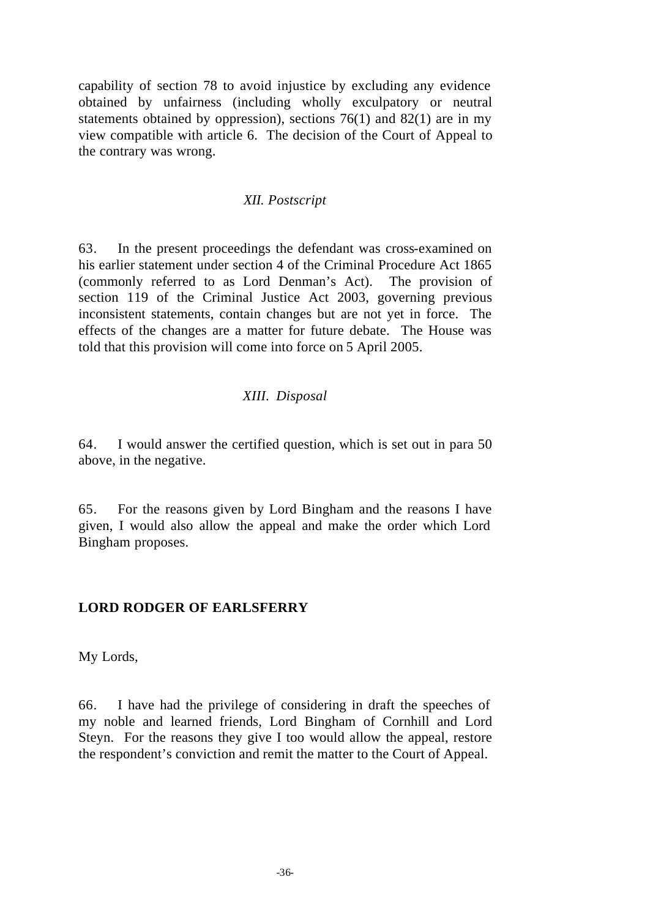capability of section 78 to avoid injustice by excluding any evidence obtained by unfairness (including wholly exculpatory or neutral statements obtained by oppression), sections 76(1) and 82(1) are in my view compatible with article 6. The decision of the Court of Appeal to the contrary was wrong.

*XII. Postscript*

63. In the present proceedings the defendant was cross-examined on his earlier statement under section 4 of the Criminal Procedure Act 1865 (commonly referred to as Lord Denman's Act). The provision of section 119 of the Criminal Justice Act 2003, governing previous inconsistent statements, contain changes but are not yet in force. The effects of the changes are a matter for future debate. The House was told that this provision will come into force on 5 April 2005.

*XIII. Disposal*

64. I would answer the certified question, which is set out in para 50 above, in the negative.

65. For the reasons given by Lord Bingham and the reasons I have given, I would also allow the appeal and make the order which Lord Bingham proposes.

**LORD RODGER OF EARLSFERRY**

My Lords,

66. I have had the privilege of considering in draft the speeches of my noble and learned friends, Lord Bingham of Cornhill and Lord Steyn. For the reasons they give I too would allow the appeal, restore the respondent's conviction and remit the matter to the Court of Appeal.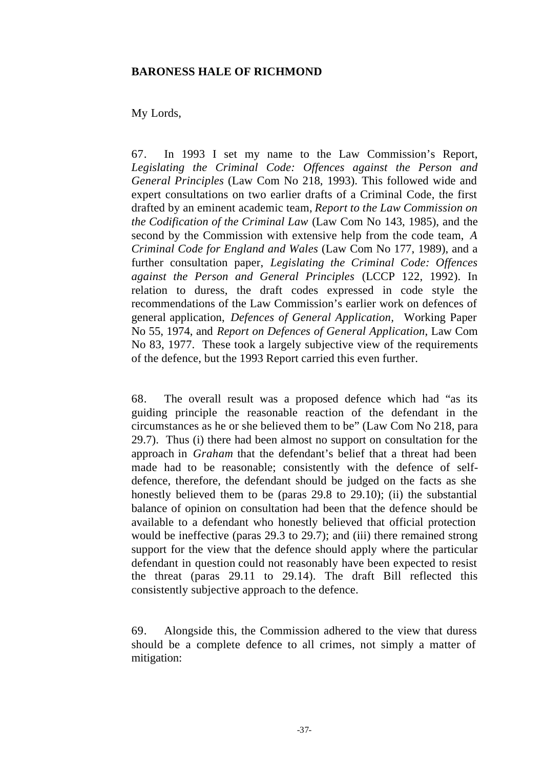**BARONESS HALE OF RICHMOND**

My Lords,

67. In 1993 I set my name to the Law Commission's Report, *Legislating the Criminal Code: Offences against the Person and General Principles* (Law Com No 218, 1993). This followed wide and expert consultations on two earlier drafts of a Criminal Code, the first drafted by an eminent academic team, *Report to the Law Commission on the Codification of the Criminal Law* (Law Com No 143, 1985), and the second by the Commission with extensive help from the code team, *A Criminal Code for England and Wales* (Law Com No 177, 1989), and a further consultation paper, *Legislating the Criminal Code: Offences against the Person and General Principles* (LCCP 122, 1992). In relation to duress, the draft codes expressed in code style the recommendations of the Law Commission's earlier work on defences of general application, *Defences of General Application,* Working Paper No 55, 1974, and *Report on Defences of General Application*, Law Com No 83, 1977. These took a largely subjective view of the requirements of the defence, but the 1993 Report carried this even further.

68. The overall result was a proposed defence which had "as its guiding principle the reasonable reaction of the defendant in the circumstances as he or she believed them to be" (Law Com No 218, para 29.7). Thus (i) there had been almost no support on consultation for the approach in *Graham* that the defendant's belief that a threat had been made had to be reasonable; consistently with the defence of self-defence, therefore, the defendant should be judged on the facts as she honestly believed them to be (paras 29.8 to 29.10); (ii) the substantial balance of opinion on consultation had been that the defence should be available to a defendant who honestly believed that official protection would be ineffective (paras 29.3 to 29.7); and (iii) there remained strong support for the view that the defence should apply where the particular defendant in question could not reasonably have been expected to resist the threat (paras 29.11 to 29.14). The draft Bill reflected this consistently subjective approach to the defence.

69. Alongside this, the Commission adhered to the view that duress should be a complete defence to all crimes, not simply a matter of mitigation: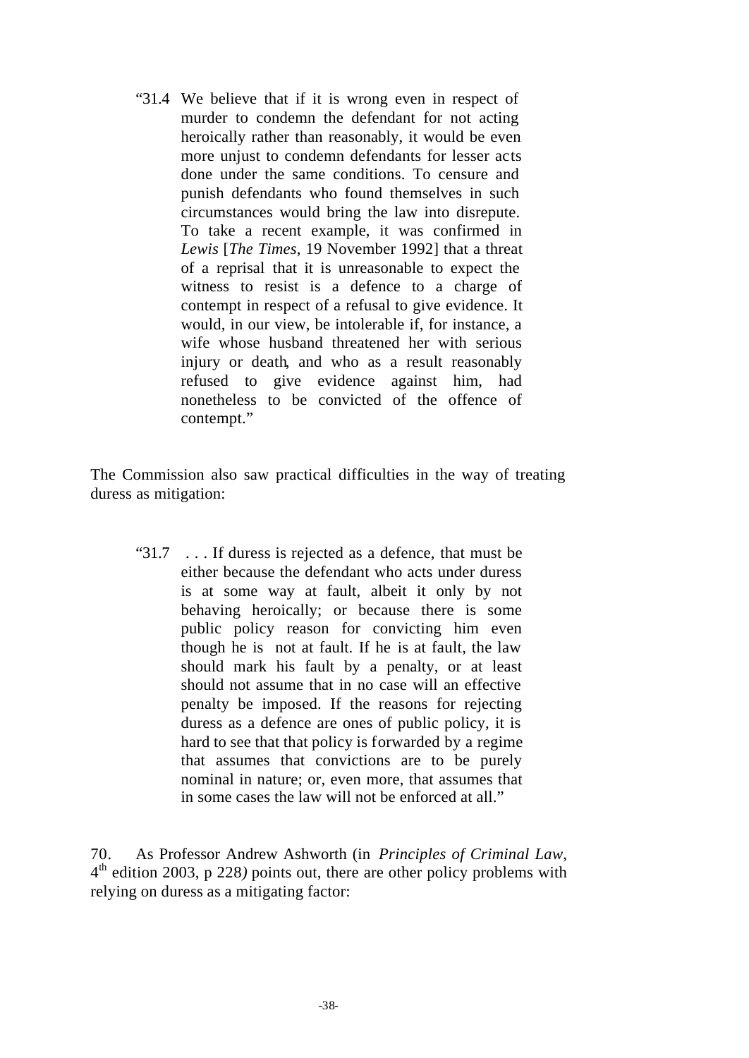> "31.4 We believe that if it is wrong even in respect of murder to condemn the defendant for not acting heroically rather than reasonably, it would be even more unjust to condemn defendants for lesser acts done under the same conditions. To censure and punish defendants who found themselves in such circumstances would bring the law into disrepute. To take a recent example, it was confirmed in *Lewis* [*The Times*, 19 November 1992] that a threat of a reprisal that it is unreasonable to expect the witness to resist is a defence to a charge of contempt in respect of a refusal to give evidence. It would, in our view, be intolerable if, for instance, a wife whose husband threatened her with serious injury or death, and who as a result reasonably refused to give evidence against him, had nonetheless to be convicted of the offence of contempt."

The Commission also saw practical difficulties in the way of treating duress as mitigation:

> "31.7 . . . If duress is rejected as a defence, that must be either because the defendant who acts under duress is at some way at fault, albeit it only by not behaving heroically; or because there is some public policy reason for convicting him even though he is not at fault. If he is at fault, the law should mark his fault by a penalty, or at least should not assume that in no case will an effective penalty be imposed. If the reasons for rejecting duress as a defence are ones of public policy, it is hard to see that that policy is forwarded by a regime that assumes that convictions are to be purely nominal in nature; or, even more, that assumes that in some cases the law will not be enforced at all."

70. As Professor Andrew Ashworth (in *Principles of Criminal Law*, 4th edition 2003, p 228) points out, there are other policy problems with relying on duress as a mitigating factor: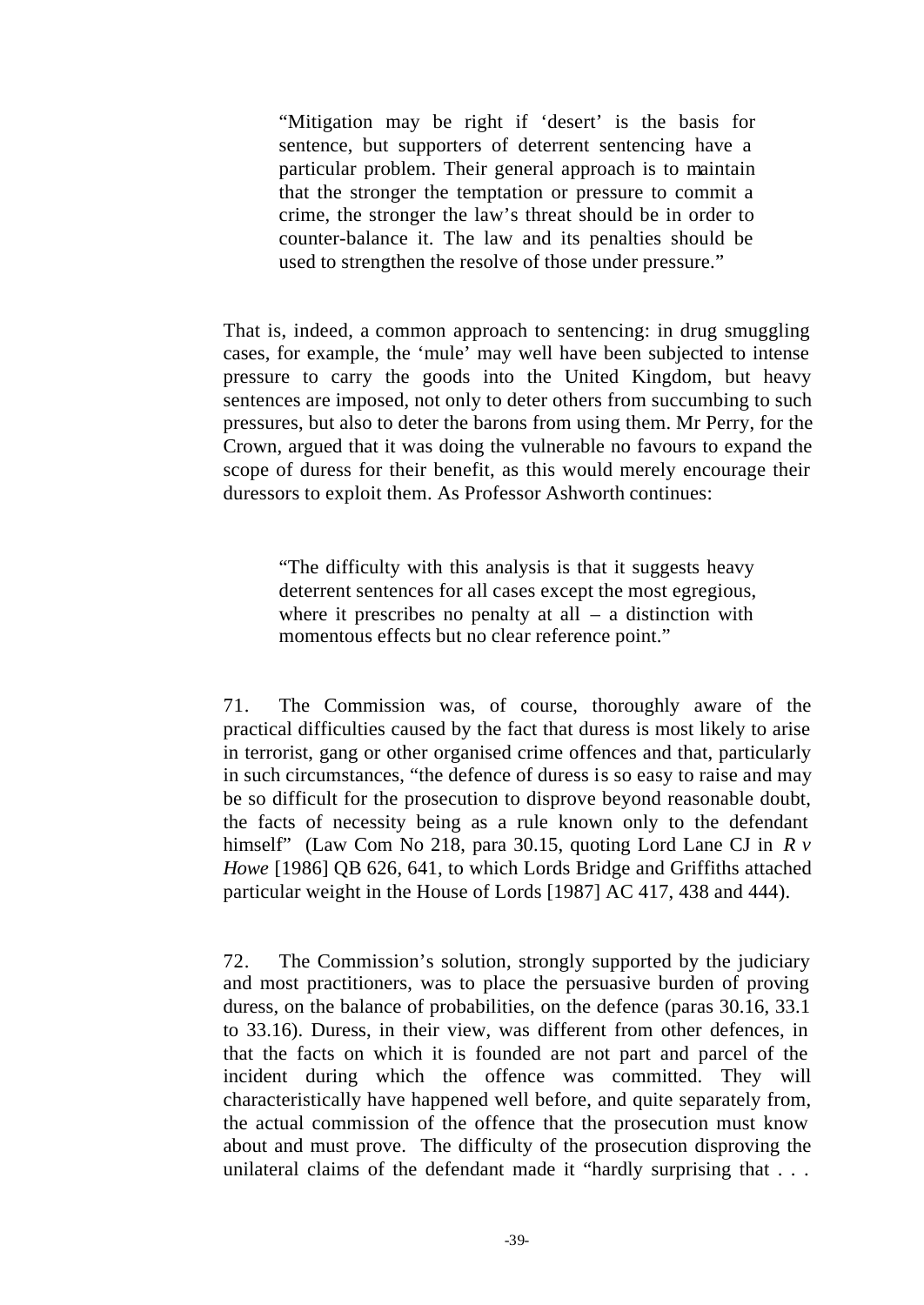> "Mitigation may be right if 'desert' is the basis for sentence, but supporters of deterrent sentencing have a particular problem. Their general approach is to maintain that the stronger the temptation or pressure to commit a crime, the stronger the law's threat should be in order to counter-balance it. The law and its penalties should be used to strengthen the resolve of those under pressure."

That is, indeed, a common approach to sentencing: in drug smuggling cases, for example, the 'mule' may well have been subjected to intense pressure to carry the goods into the United Kingdom, but heavy sentences are imposed, not only to deter others from succumbing to such pressures, but also to deter the barons from using them. Mr Perry, for the Crown, argued that it was doing the vulnerable no favours to expand the scope of duress for their benefit, as this would merely encourage their duressors to exploit them. As Professor Ashworth continues:

> "The difficulty with this analysis is that it suggests heavy deterrent sentences for all cases except the most egregious, where it prescribes no penalty at all – a distinction with momentous effects but no clear reference point."

71. The Commission was, of course, thoroughly aware of the practical difficulties caused by the fact that duress is most likely to arise in terrorist, gang or other organised crime offences and that, particularly in such circumstances, "the defence of duress is so easy to raise and may be so difficult for the prosecution to disprove beyond reasonable doubt, the facts of necessity being as a rule known only to the defendant himself" (Law Com No 218, para 30.15, quoting Lord Lane CJ in *R v Howe* [1986] QB 626, 641, to which Lords Bridge and Griffiths attached particular weight in the House of Lords [1987] AC 417, 438 and 444).

72. The Commission's solution, strongly supported by the judiciary and most practitioners, was to place the persuasive burden of proving duress, on the balance of probabilities, on the defence (paras 30.16, 33.1 to 33.16). Duress, in their view, was different from other defences, in that the facts on which it is founded are not part and parcel of the incident during which the offence was committed. They will characteristically have happened well before, and quite separately from, the actual commission of the offence that the prosecution must know about and must prove. The difficulty of the prosecution disproving the unilateral claims of the defendant made it "hardly surprising that . . .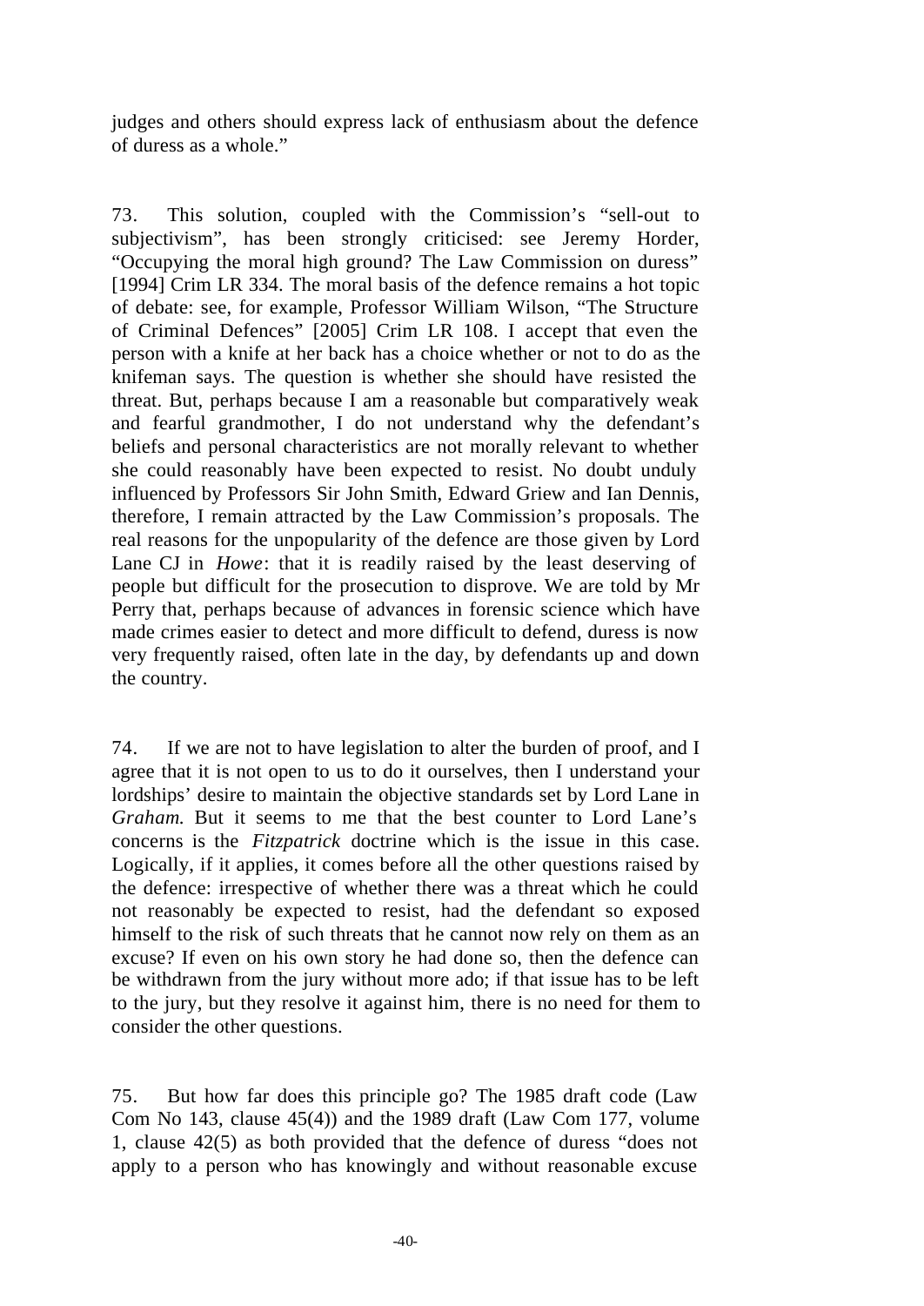judges and others should express lack of enthusiasm about the defence of duress as a whole."

73. This solution, coupled with the Commission's "sell-out to subjectivism", has been strongly criticised: see Jeremy Horder, "Occupying the moral high ground? The Law Commission on duress" [1994] Crim LR 334. The moral basis of the defence remains a hot topic of debate: see, for example, Professor William Wilson, "The Structure of Criminal Defences" [2005] Crim LR 108. I accept that even the person with a knife at her back has a choice whether or not to do as the knifeman says. The question is whether she should have resisted the threat. But, perhaps because I am a reasonable but comparatively weak and fearful grandmother, I do not understand why the defendant's beliefs and personal characteristics are not morally relevant to whether she could reasonably have been expected to resist. No doubt unduly influenced by Professors Sir John Smith, Edward Griew and Ian Dennis, therefore, I remain attracted by the Law Commission's proposals. The real reasons for the unpopularity of the defence are those given by Lord Lane CJ in *Howe*: that it is readily raised by the least deserving of people but difficult for the prosecution to disprove. We are told by Mr Perry that, perhaps because of advances in forensic science which have made crimes easier to detect and more difficult to defend, duress is now very frequently raised, often late in the day, by defendants up and down the country.

74. If we are not to have legislation to alter the burden of proof, and I agree that it is not open to us to do it ourselves, then I understand your lordships' desire to maintain the objective standards set by Lord Lane in *Graham.* But it seems to me that the best counter to Lord Lane's concerns is the *Fitzpatrick* doctrine which is the issue in this case. Logically, if it applies, it comes before all the other questions raised by the defence: irrespective of whether there was a threat which he could not reasonably be expected to resist, had the defendant so exposed himself to the risk of such threats that he cannot now rely on them as an excuse? If even on his own story he had done so, then the defence can be withdrawn from the jury without more ado; if that issue has to be left to the jury, but they resolve it against him, there is no need for them to consider the other questions.

75. But how far does this principle go? The 1985 draft code (Law Com No 143, clause 45(4)) and the 1989 draft (Law Com 177, volume 1, clause 42(5) as both provided that the defence of duress "does not apply to a person who has knowingly and without reasonable excuse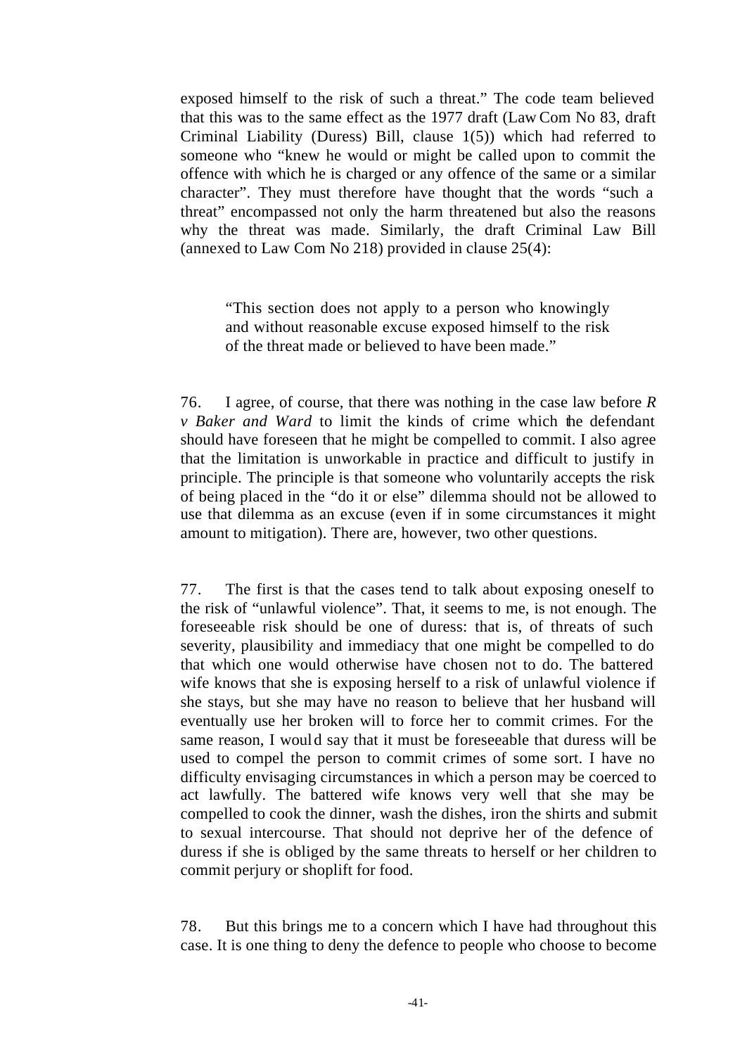exposed himself to the risk of such a threat." The code team believed that this was to the same effect as the 1977 draft (Law Com No 83, draft Criminal Liability (Duress) Bill, clause 1(5)) which had referred to someone who "knew he would or might be called upon to commit the offence with which he is charged or any offence of the same or a similar character". They must therefore have thought that the words "such a threat" encompassed not only the harm threatened but also the reasons why the threat was made. Similarly, the draft Criminal Law Bill (annexed to Law Com No 218) provided in clause 25(4):

> "This section does not apply to a person who knowingly and without reasonable excuse exposed himself to the risk of the threat made or believed to have been made."

76. I agree, of course, that there was nothing in the case law before *R v Baker and Ward* to limit the kinds of crime which the defendant should have foreseen that he might be compelled to commit. I also agree that the limitation is unworkable in practice and difficult to justify in principle. The principle is that someone who voluntarily accepts the risk of being placed in the "do it or else" dilemma should not be allowed to use that dilemma as an excuse (even if in some circumstances it might amount to mitigation). There are, however, two other questions.

77. The first is that the cases tend to talk about exposing oneself to the risk of "unlawful violence". That, it seems to me, is not enough. The foreseeable risk should be one of duress: that is, of threats of such severity, plausibility and immediacy that one might be compelled to do that which one would otherwise have chosen not to do. The battered wife knows that she is exposing herself to a risk of unlawful violence if she stays, but she may have no reason to believe that her husband will eventually use her broken will to force her to commit crimes. For the same reason, I would say that it must be foreseeable that duress will be used to compel the person to commit crimes of some sort. I have no difficulty envisaging circumstances in which a person may be coerced to act lawfully. The battered wife knows very well that she may be compelled to cook the dinner, wash the dishes, iron the shirts and submit to sexual intercourse. That should not deprive her of the defence of duress if she is obliged by the same threats to herself or her children to commit perjury or shoplift for food.

78. But this brings me to a concern which I have had throughout this case. It is one thing to deny the defence to people who choose to become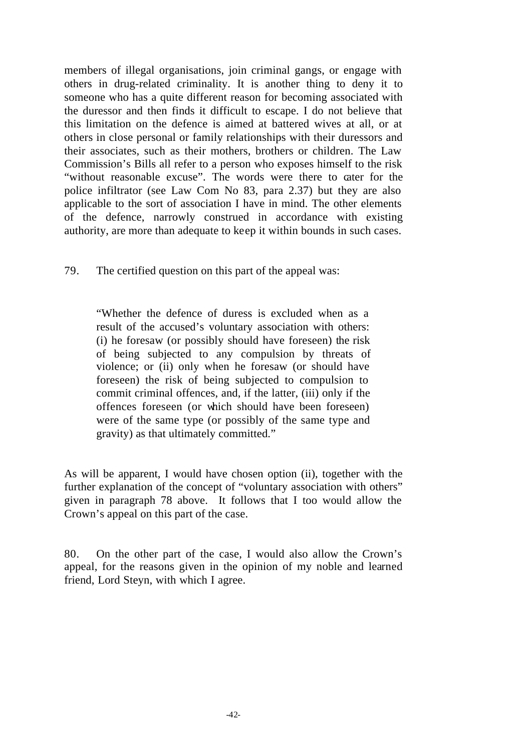members of illegal organisations, join criminal gangs, or engage with others in drug-related criminality. It is another thing to deny it to someone who has a quite different reason for becoming associated with the duressor and then finds it difficult to escape. I do not believe that this limitation on the defence is aimed at battered wives at all, or at others in close personal or family relationships with their duressors and their associates, such as their mothers, brothers or children. The Law Commission's Bills all refer to a person who exposes himself to the risk "without reasonable excuse". The words were there to cater for the police infiltrator (see Law Com No 83, para 2.37) but they are also applicable to the sort of association I have in mind. The other elements of the defence, narrowly construed in accordance with existing authority, are more than adequate to keep it within bounds in such cases.

79. The certified question on this part of the appeal was:

> "Whether the defence of duress is excluded when as a result of the accused's voluntary association with others: (i) he foresaw (or possibly should have foreseen) the risk of being subjected to any compulsion by threats of violence; or (ii) only when he foresaw (or should have foreseen) the risk of being subjected to compulsion to commit criminal offences, and, if the latter, (iii) only if the offences foreseen (or which should have been foreseen) were of the same type (or possibly of the same type and gravity) as that ultimately committed."

As will be apparent, I would have chosen option (ii), together with the further explanation of the concept of "voluntary association with others" given in paragraph 78 above. It follows that I too would allow the Crown's appeal on this part of the case.

80. On the other part of the case, I would also allow the Crown's appeal, for the reasons given in the opinion of my noble and learned friend, Lord Steyn, with which I agree.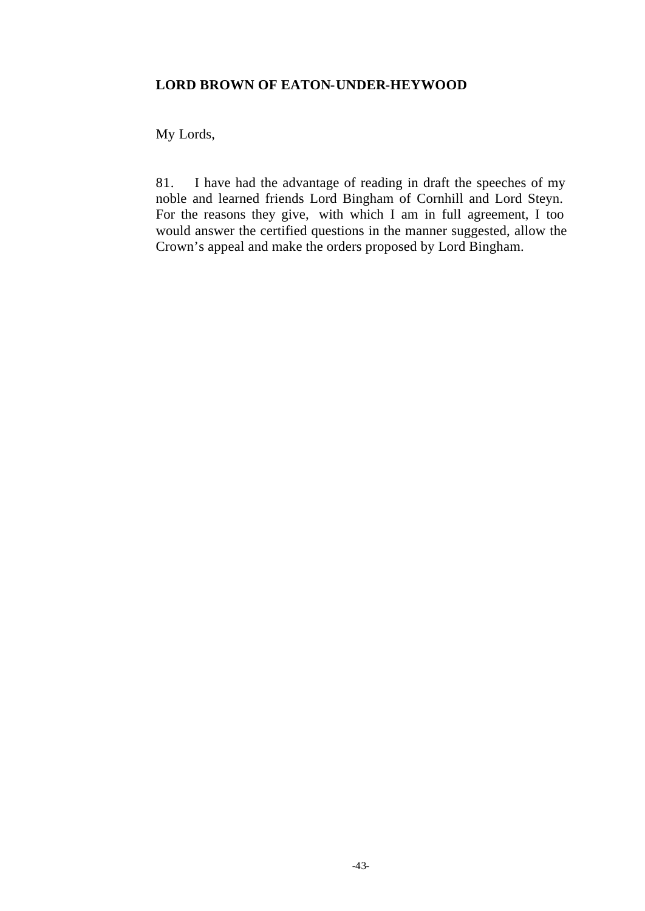**LORD BROWN OF EATON-UNDER-HEYWOOD**

My Lords,

81. I have had the advantage of reading in draft the speeches of my noble and learned friends Lord Bingham of Cornhill and Lord Steyn. For the reasons they give, with which I am in full agreement, I too would answer the certified questions in the manner suggested, allow the Crown's appeal and make the orders proposed by Lord Bingham.